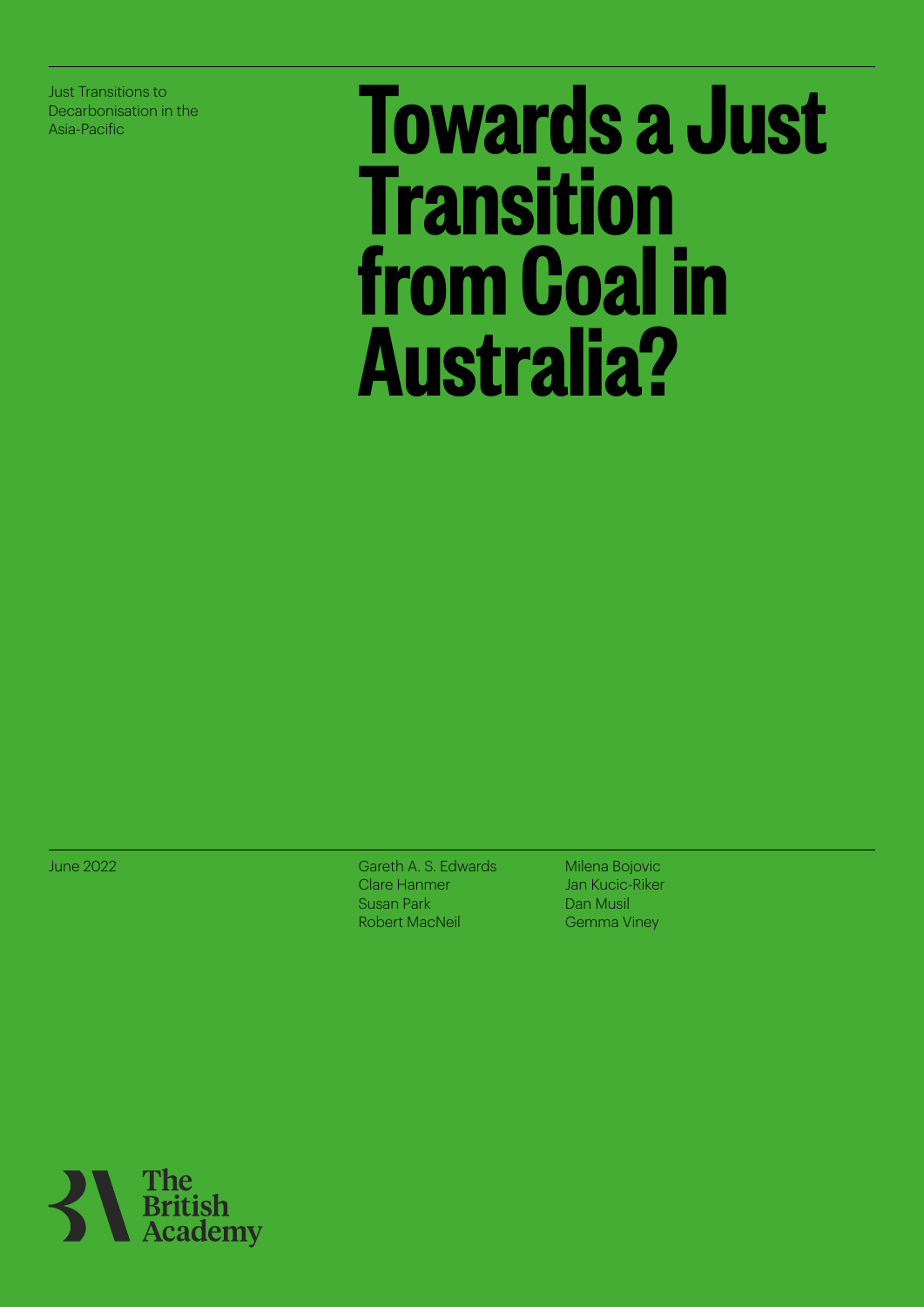Just Transitions to Decarbonisation in the Asia-Pacific

# Towards a Just Transition from Coal in Australia?

June 2022

Gareth A. S. Edwards
Clare Hanmer
Susan Park
Robert MacNeil
Milena Bojovic
Jan Kucic-Riker
Dan Musil
Gemma Viney

The British Academy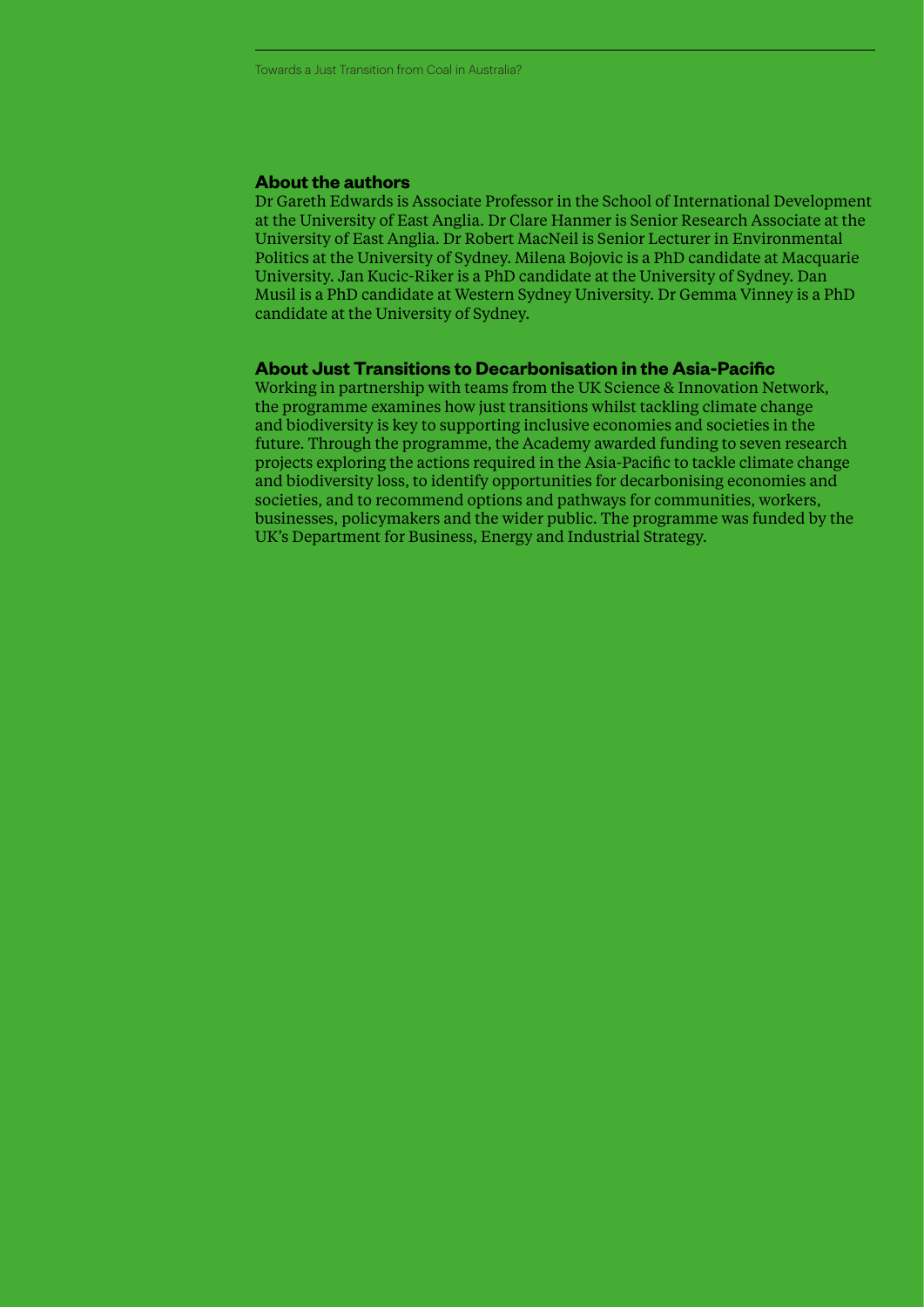## About the authors

Dr Gareth Edwards is Associate Professor in the School of International Development at the University of East Anglia. Dr Clare Hanmer is Senior Research Associate at the University of East Anglia. Dr Robert MacNeil is Senior Lecturer in Environmental Politics at the University of Sydney. Milena Bojovic is a PhD candidate at Macquarie University. Jan Kucic-Riker is a PhD candidate at the University of Sydney. Dan Musil is a PhD candidate at Western Sydney University. Dr Gemma Vinney is a PhD candidate at the University of Sydney.

## About Just Transitions to Decarbonisation in the Asia-Pacific

Working in partnership with teams from the UK Science & Innovation Network, the programme examines how just transitions whilst tackling climate change and biodiversity is key to supporting inclusive economies and societies in the future. Through the programme, the Academy awarded funding to seven research projects exploring the actions required in the Asia-Pacific to tackle climate change and biodiversity loss, to identify opportunities for decarbonising economies and societies, and to recommend options and pathways for communities, workers, businesses, policymakers and the wider public. The programme was funded by the UK's Department for Business, Energy and Industrial Strategy.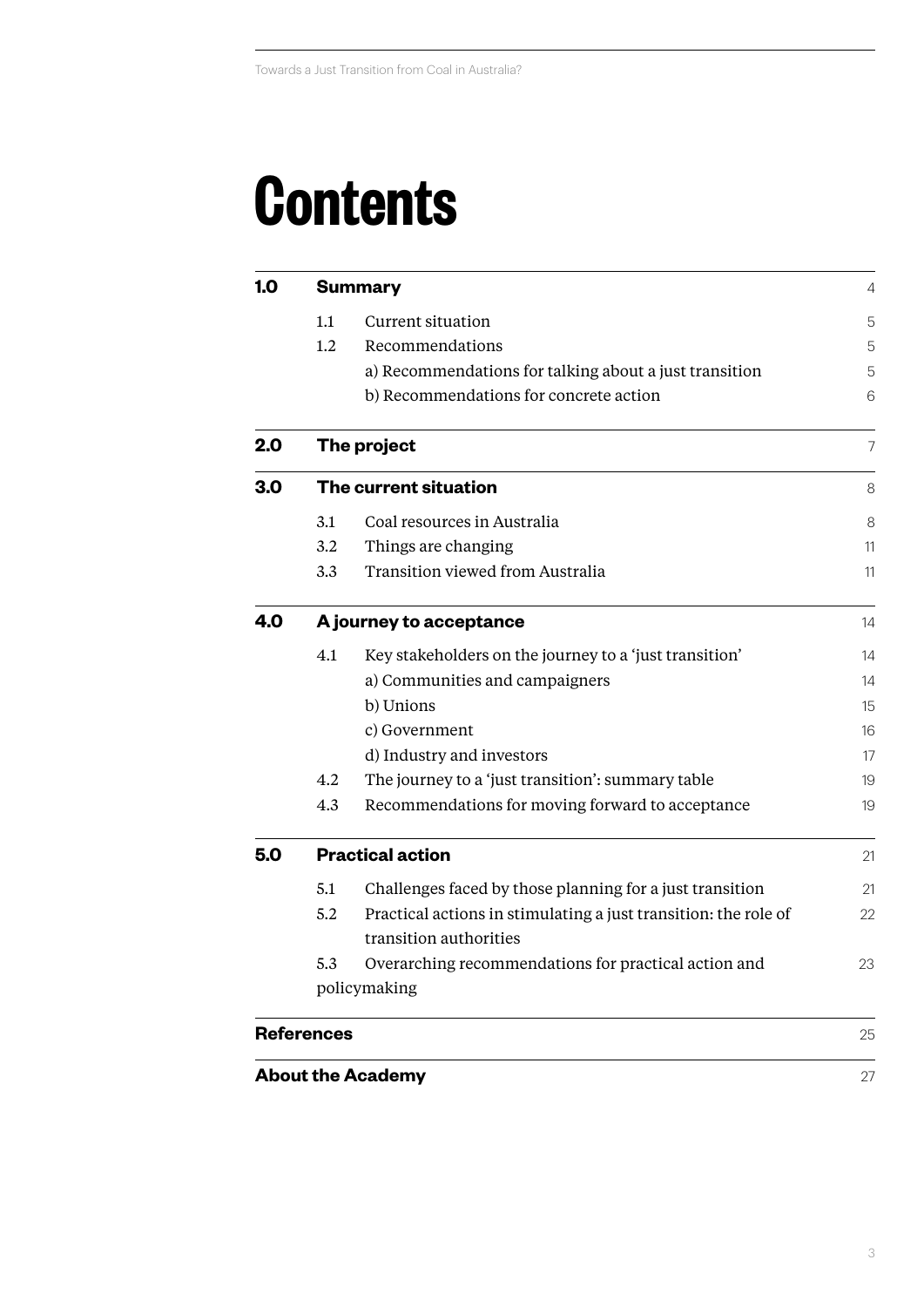# Contents

| | | | |
|---|---|---|---|
| **1.0** | **Summary** | | 4 |
| | 1.1 | Current situation | 5 |
| | 1.2 | Recommendations | 5 |
| | | a) Recommendations for talking about a just transition | 5 |
| | | b) Recommendations for concrete action | 6 |
| **2.0** | **The project** | | 7 |
| **3.0** | **The current situation** | | 8 |
| | 3.1 | Coal resources in Australia | 8 |
| | 3.2 | Things are changing | 11 |
| | 3.3 | Transition viewed from Australia | 11 |
| **4.0** | **A journey to acceptance** | | 14 |
| | 4.1 | Key stakeholders on the journey to a 'just transition' | 14 |
| | | a) Communities and campaigners | 14 |
| | | b) Unions | 15 |
| | | c) Government | 16 |
| | | d) Industry and investors | 17 |
| | 4.2 | The journey to a 'just transition': summary table | 19 |
| | 4.3 | Recommendations for moving forward to acceptance | 19 |
| **5.0** | **Practical action** | | 21 |
| | 5.1 | Challenges faced by those planning for a just transition | 21 |
| | 5.2 | Practical actions in stimulating a just transition: the role of transition authorities | 22 |
| | 5.3 | Overarching recommendations for practical action and policymaking | 23 |
| **References** | | | 25 |
| **About the Academy** | | | 27 |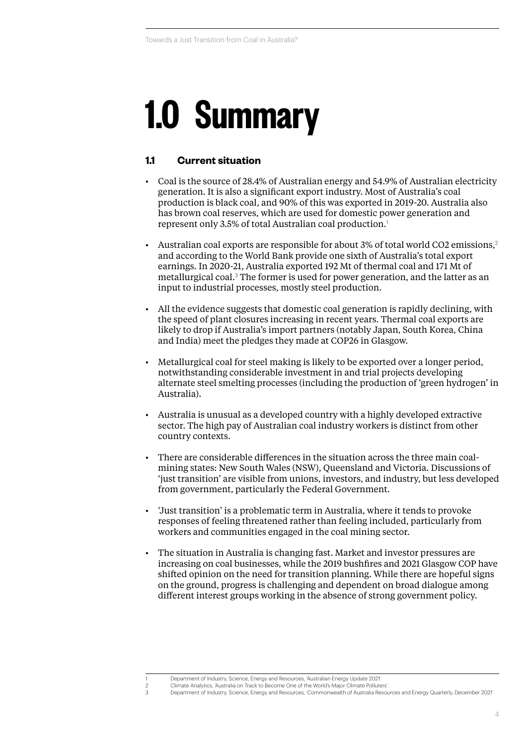# 1.0 Summary

## 1.1 Current situation

- Coal is the source of 28.4% of Australian energy and 54.9% of Australian electricity generation. It is also a significant export industry. Most of Australia's coal production is black coal, and 90% of this was exported in 2019-20. Australia also has brown coal reserves, which are used for domestic power generation and represent only 3.5% of total Australian coal production.[1]

- Australian coal exports are responsible for about 3% of total world $CO_2$ emissions,[2] and according to the World Bank provide one sixth of Australia's total export earnings. In 2020-21, Australia exported 192 Mt of thermal coal and 171 Mt of metallurgical coal.[3] The former is used for power generation, and the latter as an input to industrial processes, mostly steel production.

- All the evidence suggests that domestic coal generation is rapidly declining, with the speed of plant closures increasing in recent years. Thermal coal exports are likely to drop if Australia's import partners (notably Japan, South Korea, China and India) meet the pledges they made at COP26 in Glasgow.

- Metallurgical coal for steel making is likely to be exported over a longer period, notwithstanding considerable investment in and trial projects developing alternate steel smelting processes (including the production of 'green hydrogen' in Australia).

- Australia is unusual as a developed country with a highly developed extractive sector. The high pay of Australian coal industry workers is distinct from other country contexts.

- There are considerable differences in the situation across the three main coal-mining states: New South Wales (NSW), Queensland and Victoria. Discussions of 'just transition' are visible from unions, investors, and industry, but less developed from government, particularly the Federal Government.

- 'Just transition' is a problematic term in Australia, where it tends to provoke responses of feeling threatened rather than feeling included, particularly from workers and communities engaged in the coal mining sector.

- The situation in Australia is changing fast. Market and investor pressures are increasing on coal businesses, while the 2019 bushfires and 2021 Glasgow COP have shifted opinion on the need for transition planning. While there are hopeful signs on the ground, progress is challenging and dependent on broad dialogue among different interest groups working in the absence of strong government policy.

---

1 Department of Industry, Science, Energy and Resources, 'Australian Energy Update 2021'.
2 Climate Analytics, 'Australia on Track to Become One of the World's Major Climate Polluters'.
3 Department of Industry, Science, Energy and Resources, 'Commonwealth of Australia Resources and Energy Quarterly, December 2021'.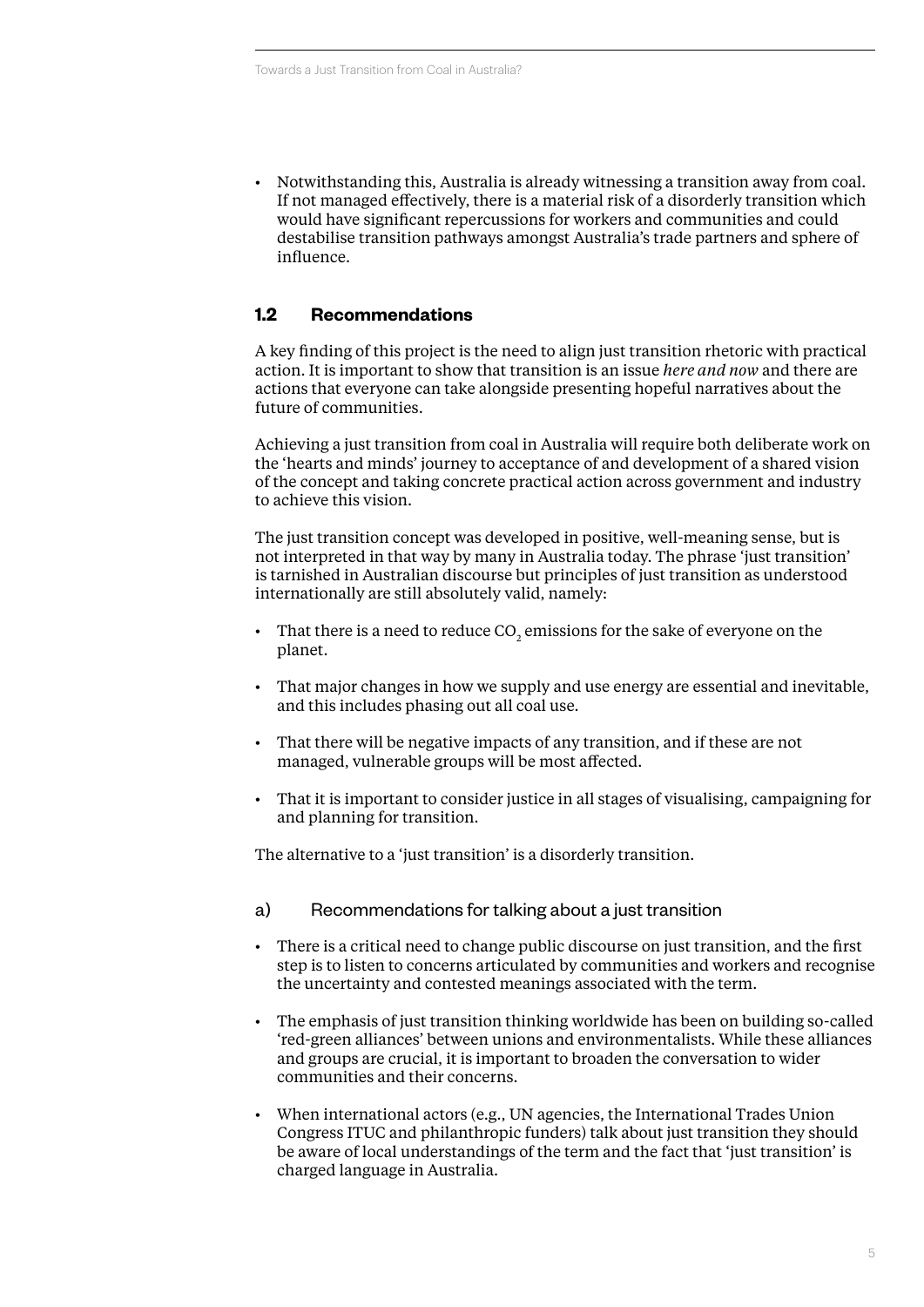- Notwithstanding this, Australia is already witnessing a transition away from coal. If not managed effectively, there is a material risk of a disorderly transition which would have significant repercussions for workers and communities and could destabilise transition pathways amongst Australia's trade partners and sphere of influence.

## 1.2 Recommendations

A key finding of this project is the need to align just transition rhetoric with practical action. It is important to show that transition is an issue *here and now* and there are actions that everyone can take alongside presenting hopeful narratives about the future of communities.

Achieving a just transition from coal in Australia will require both deliberate work on the 'hearts and minds' journey to acceptance of and development of a shared vision of the concept and taking concrete practical action across government and industry to achieve this vision.

The just transition concept was developed in positive, well-meaning sense, but is not interpreted in that way by many in Australia today. The phrase 'just transition' is tarnished in Australian discourse but principles of just transition as understood internationally are still absolutely valid, namely:

- That there is a need to reduce $CO_2$ emissions for the sake of everyone on the planet.
- That major changes in how we supply and use energy are essential and inevitable, and this includes phasing out all coal use.
- That there will be negative impacts of any transition, and if these are not managed, vulnerable groups will be most affected.
- That it is important to consider justice in all stages of visualising, campaigning for and planning for transition.

The alternative to a 'just transition' is a disorderly transition.

### a) Recommendations for talking about a just transition

- There is a critical need to change public discourse on just transition, and the first step is to listen to concerns articulated by communities and workers and recognise the uncertainty and contested meanings associated with the term.
- The emphasis of just transition thinking worldwide has been on building so-called 'red-green alliances' between unions and environmentalists. While these alliances and groups are crucial, it is important to broaden the conversation to wider communities and their concerns.
- When international actors (e.g., UN agencies, the International Trades Union Congress ITUC and philanthropic funders) talk about just transition they should be aware of local understandings of the term and the fact that 'just transition' is charged language in Australia.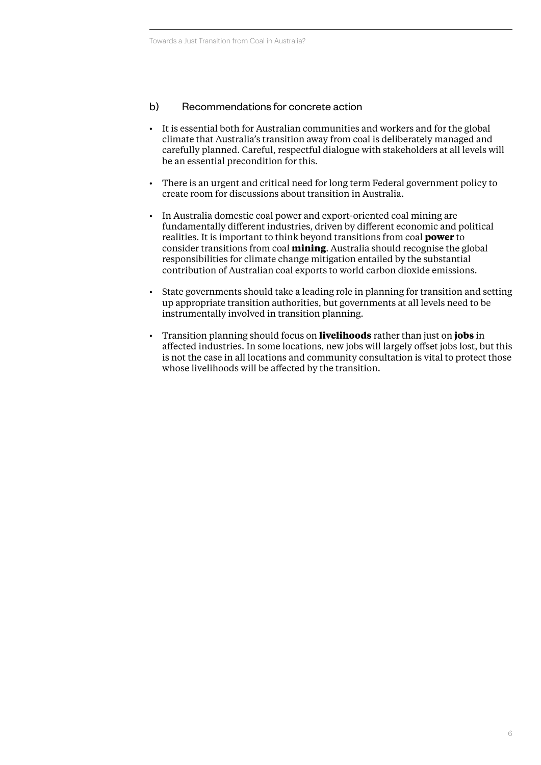### b) Recommendations for concrete action

- It is essential both for Australian communities and workers and for the global climate that Australia's transition away from coal is deliberately managed and carefully planned. Careful, respectful dialogue with stakeholders at all levels will be an essential precondition for this.
- There is an urgent and critical need for long term Federal government policy to create room for discussions about transition in Australia.
- In Australia domestic coal power and export-oriented coal mining are fundamentally different industries, driven by different economic and political realities. It is important to think beyond transitions from coal **power** to consider transitions from coal **mining**. Australia should recognise the global responsibilities for climate change mitigation entailed by the substantial contribution of Australian coal exports to world carbon dioxide emissions.
- State governments should take a leading role in planning for transition and setting up appropriate transition authorities, but governments at all levels need to be instrumentally involved in transition planning.
- Transition planning should focus on **livelihoods** rather than just on **jobs** in affected industries. In some locations, new jobs will largely offset jobs lost, but this is not the case in all locations and community consultation is vital to protect those whose livelihoods will be affected by the transition.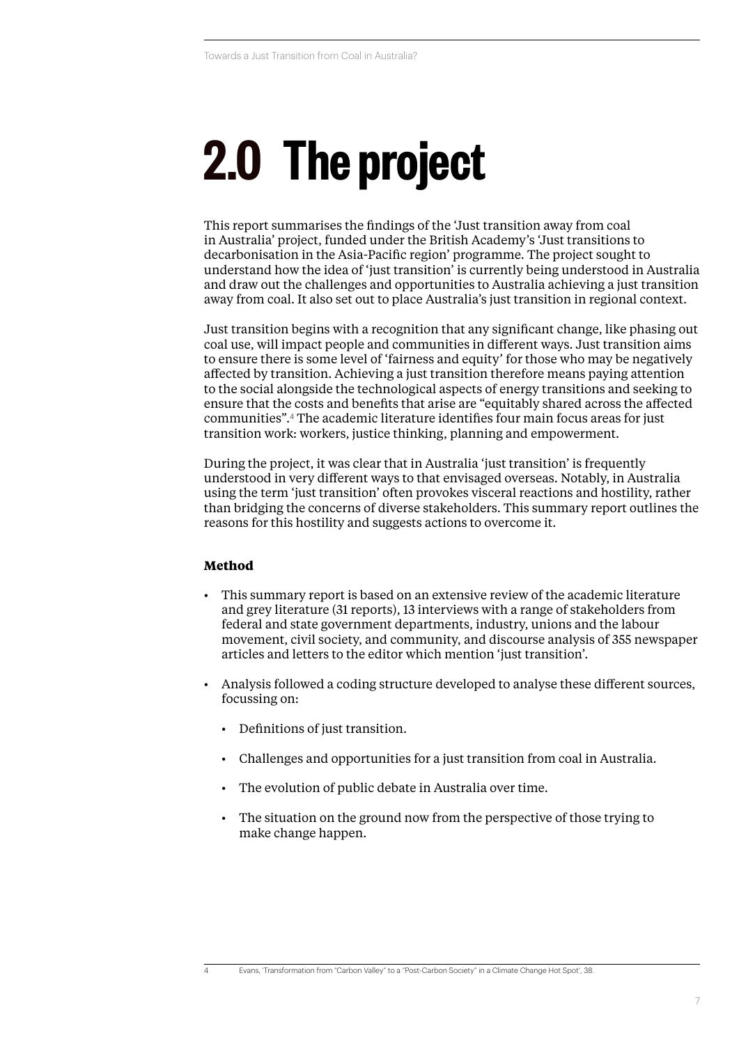# 2.0 The project

This report summarises the findings of the 'Just transition away from coal in Australia' project, funded under the British Academy's 'Just transitions to decarbonisation in the Asia-Pacific region' programme. The project sought to understand how the idea of 'just transition' is currently being understood in Australia and draw out the challenges and opportunities to Australia achieving a just transition away from coal. It also set out to place Australia's just transition in regional context.

Just transition begins with a recognition that any significant change, like phasing out coal use, will impact people and communities in different ways. Just transition aims to ensure there is some level of 'fairness and equity' for those who may be negatively affected by transition. Achieving a just transition therefore means paying attention to the social alongside the technological aspects of energy transitions and seeking to ensure that the costs and benefits that arise are "equitably shared across the affected communities".[4] The academic literature identifies four main focus areas for just transition work: workers, justice thinking, planning and empowerment.

During the project, it was clear that in Australia 'just transition' is frequently understood in very different ways to that envisaged overseas. Notably, in Australia using the term 'just transition' often provokes visceral reactions and hostility, rather than bridging the concerns of diverse stakeholders. This summary report outlines the reasons for this hostility and suggests actions to overcome it.

**Method**

- This summary report is based on an extensive review of the academic literature and grey literature (31 reports), 13 interviews with a range of stakeholders from federal and state government departments, industry, unions and the labour movement, civil society, and community, and discourse analysis of 355 newspaper articles and letters to the editor which mention 'just transition'.
- Analysis followed a coding structure developed to analyse these different sources, focussing on:
  - Definitions of just transition.
  - Challenges and opportunities for a just transition from coal in Australia.
  - The evolution of public debate in Australia over time.
  - The situation on the ground now from the perspective of those trying to make change happen.

---

4 Evans, 'Transformation from "Carbon Valley" to a "Post-Carbon Society" in a Climate Change Hot Spot', 38.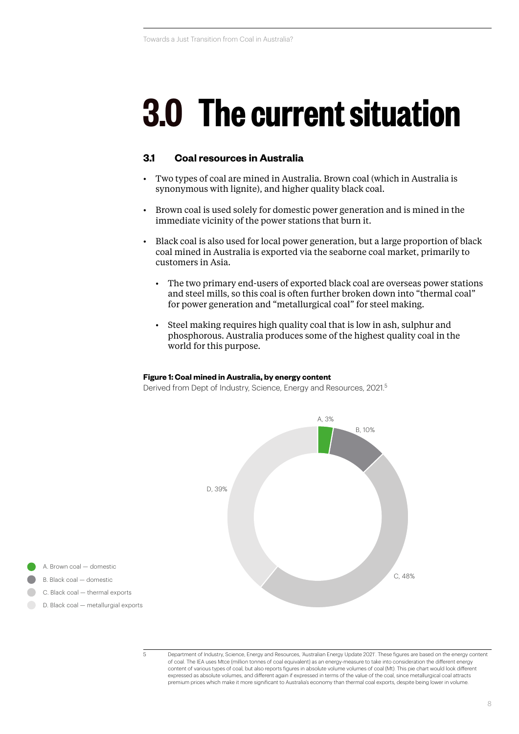# 3.0 The current situation

## 3.1 Coal resources in Australia

- Two types of coal are mined in Australia. Brown coal (which in Australia is synonymous with lignite), and higher quality black coal.
- Brown coal is used solely for domestic power generation and is mined in the immediate vicinity of the power stations that burn it.
- Black coal is also used for local power generation, but a large proportion of black coal mined in Australia is exported via the seaborne coal market, primarily to customers in Asia.
  - The two primary end-users of exported black coal are overseas power stations and steel mills, so this coal is often further broken down into "thermal coal" for power generation and "metallurgical coal" for steel making.
  - Steel making requires high quality coal that is low in ash, sulphur and phosphorous. Australia produces some of the highest quality coal in the world for this purpose.

**Figure 1: Coal mined in Australia, by energy content**

Derived from Dept of Industry, Science, Energy and Resources, 2021.[5]

A, 3%

B, 10%

C, 48%

D, 39%

- A. Brown coal — domestic
- B. Black coal — domestic
- C. Black coal — thermal exports
- D. Black coal — metallurgial exports

[5] Department of Industry, Science, Energy and Resources, 'Australian Energy Update 2021'. These figures are based on the energy content of coal. The IEA uses Mtce (million tonnes of coal equivalent) as an energy-measure to take into consideration the different energy content of various types of coal, but also reports figures in absolute volume volumes of coal (Mt). This pie chart would look different expressed as absolute volumes, and different again if expressed in terms of the value of the coal, since metallurgical coal attracts premium prices which make it more significant to Australia's economy than thermal coal exports, despite being lower in volume.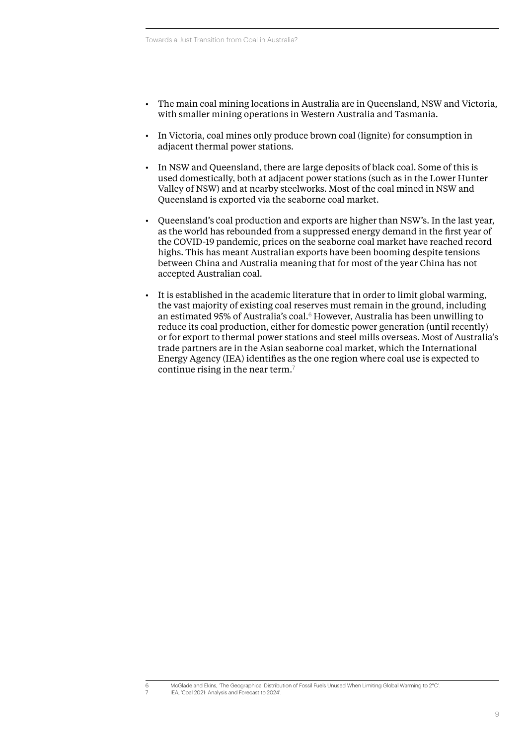- The main coal mining locations in Australia are in Queensland, NSW and Victoria, with smaller mining operations in Western Australia and Tasmania.
- In Victoria, coal mines only produce brown coal (lignite) for consumption in adjacent thermal power stations.
- In NSW and Queensland, there are large deposits of black coal. Some of this is used domestically, both at adjacent power stations (such as in the Lower Hunter Valley of NSW) and at nearby steelworks. Most of the coal mined in NSW and Queensland is exported via the seaborne coal market.
- Queensland's coal production and exports are higher than NSW's. In the last year, as the world has rebounded from a suppressed energy demand in the first year of the COVID-19 pandemic, prices on the seaborne coal market have reached record highs. This has meant Australian exports have been booming despite tensions between China and Australia meaning that for most of the year China has not accepted Australian coal.
- It is established in the academic literature that in order to limit global warming, the vast majority of existing coal reserves must remain in the ground, including an estimated 95% of Australia's coal.[6] However, Australia has been unwilling to reduce its coal production, either for domestic power generation (until recently) or for export to thermal power stations and steel mills overseas. Most of Australia's trade partners are in the Asian seaborne coal market, which the International Energy Agency (IEA) identifies as the one region where coal use is expected to continue rising in the near term.[7]

---

6 McGlade and Ekins, 'The Geographical Distribution of Fossil Fuels Unused When Limiting Global Warming to 2°C'.

7 IEA, 'Coal 2021: Analysis and Forecast to 2024'.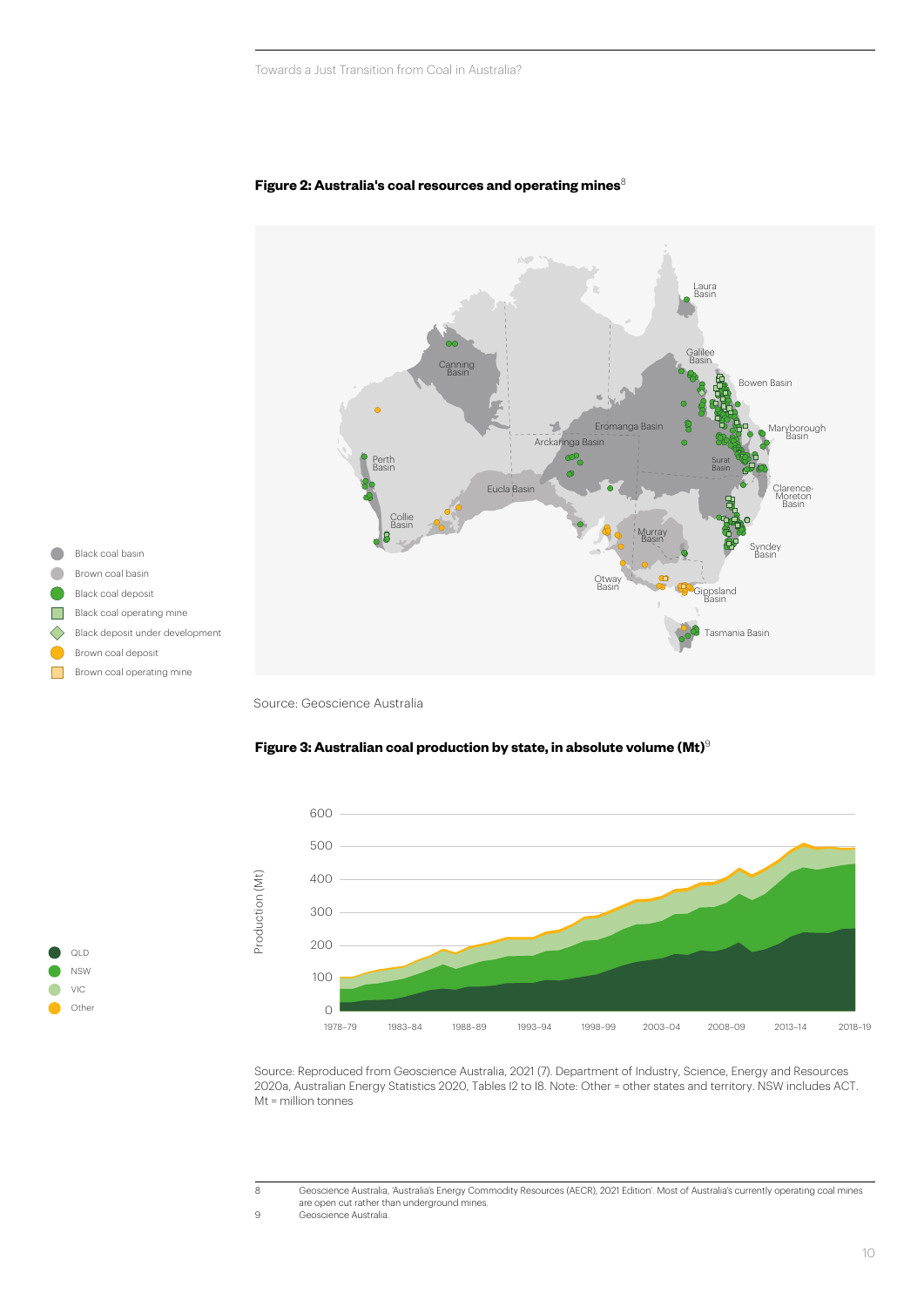**Figure 2: Australia's coal resources and operating mines**[8]

Source: Geoscience Australia

**Figure 3: Australian coal production by state, in absolute volume (Mt)**[9]

Source: Reproduced from Geoscience Australia, 2021 (7). Department of Industry, Science, Energy and Resources 2020a, Australian Energy Statistics 2020, Tables I2 to I8. Note: Other = other states and territory. NSW includes ACT. Mt = million tonnes

8 Geoscience Australia, 'Australia's Energy Commodity Resources (AECR), 2021 Edition'. Most of Australia's currently operating coal mines are open cut rather than underground mines.

9 Geoscience Australia.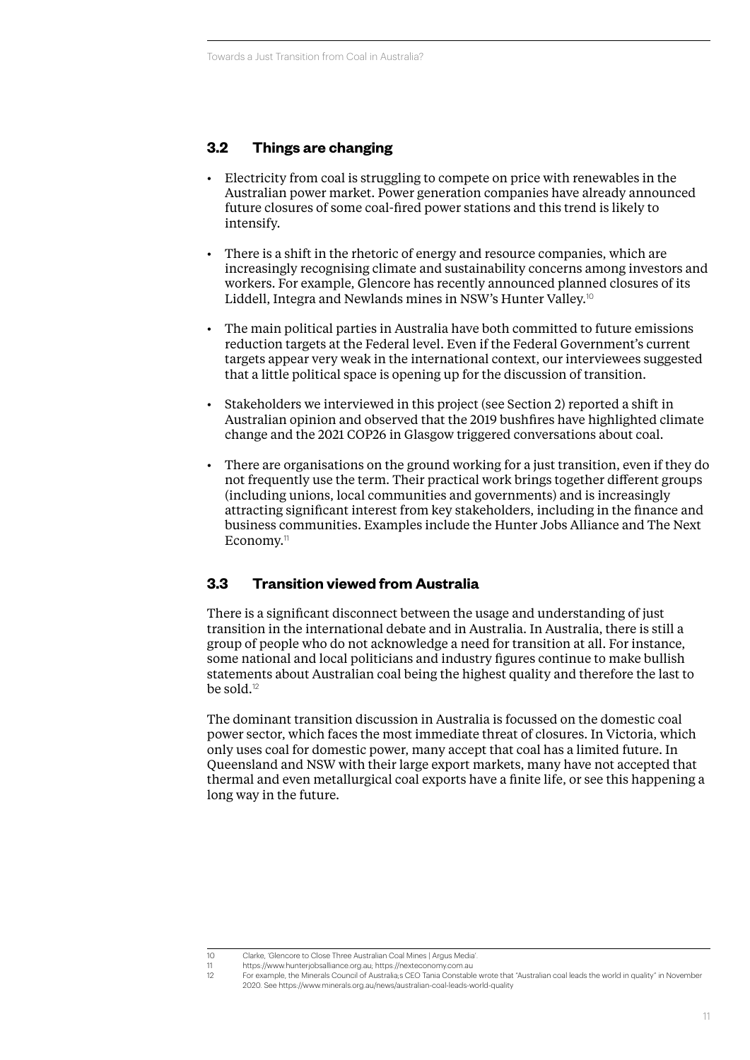## 3.2 Things are changing

- Electricity from coal is struggling to compete on price with renewables in the Australian power market. Power generation companies have already announced future closures of some coal-fired power stations and this trend is likely to intensify.
- There is a shift in the rhetoric of energy and resource companies, which are increasingly recognising climate and sustainability concerns among investors and workers. For example, Glencore has recently announced planned closures of its Liddell, Integra and Newlands mines in NSW's Hunter Valley.[10]
- The main political parties in Australia have both committed to future emissions reduction targets at the Federal level. Even if the Federal Government's current targets appear very weak in the international context, our interviewees suggested that a little political space is opening up for the discussion of transition.
- Stakeholders we interviewed in this project (see Section 2) reported a shift in Australian opinion and observed that the 2019 bushfires have highlighted climate change and the 2021 COP26 in Glasgow triggered conversations about coal.
- There are organisations on the ground working for a just transition, even if they do not frequently use the term. Their practical work brings together different groups (including unions, local communities and governments) and is increasingly attracting significant interest from key stakeholders, including in the finance and business communities. Examples include the Hunter Jobs Alliance and The Next Economy.[11]

## 3.3 Transition viewed from Australia

There is a significant disconnect between the usage and understanding of just transition in the international debate and in Australia. In Australia, there is still a group of people who do not acknowledge a need for transition at all. For instance, some national and local politicians and industry figures continue to make bullish statements about Australian coal being the highest quality and therefore the last to be sold.[12]

The dominant transition discussion in Australia is focussed on the domestic coal power sector, which faces the most immediate threat of closures. In Victoria, which only uses coal for domestic power, many accept that coal has a limited future. In Queensland and NSW with their large export markets, many have not accepted that thermal and even metallurgical coal exports have a finite life, or see this happening a long way in the future.

---

10 Clarke, 'Glencore to Close Three Australian Coal Mines | Argus Media'.

11 https://www.hunterjobsalliance.org.au; https://nexteconomy.com.au

12 For example, the Minerals Council of Australia;s CEO Tania Constable wrote that "Australian coal leads the world in quality" in November 2020. See https://www.minerals.org.au/news/australian-coal-leads-world-quality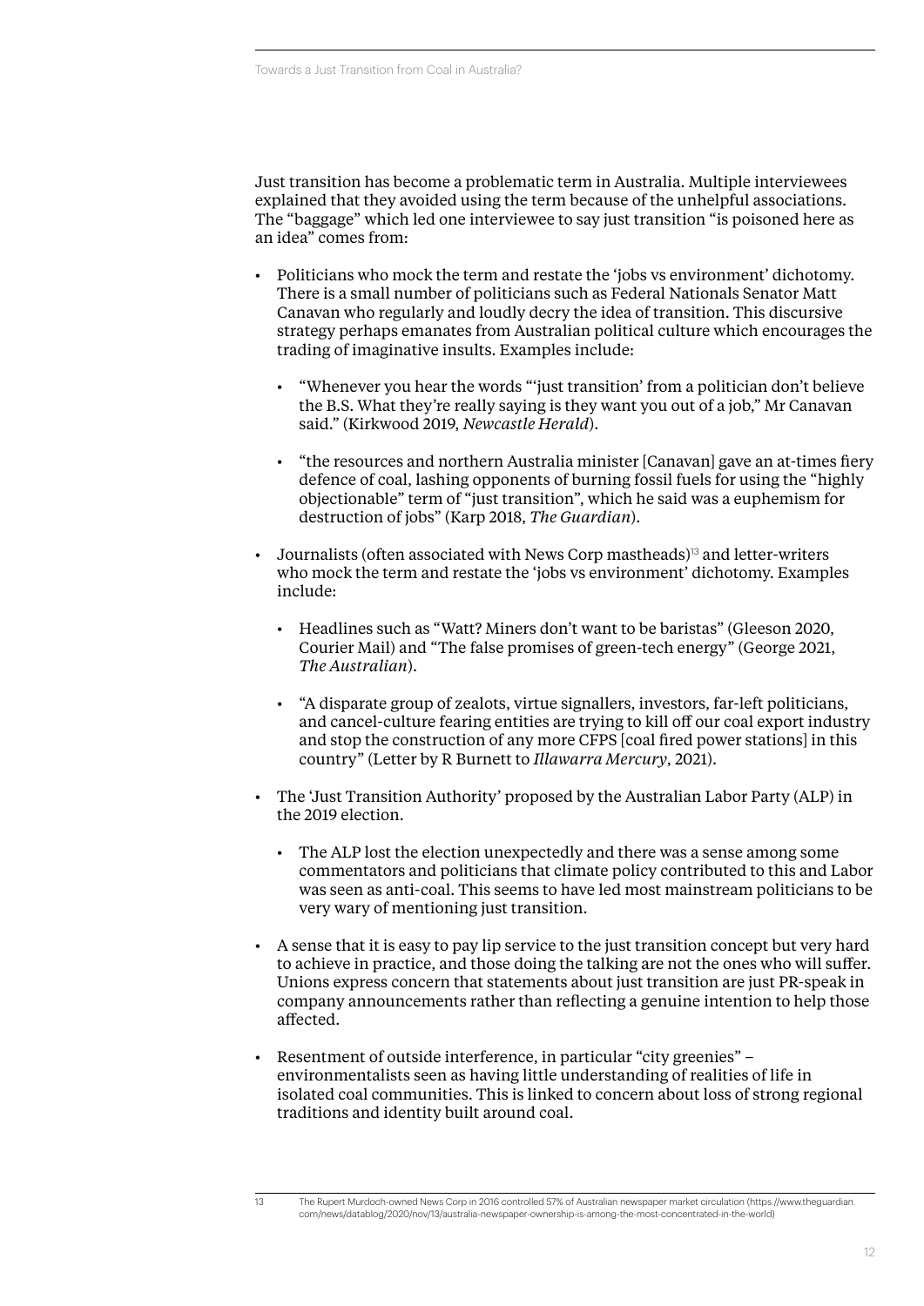Just transition has become a problematic term in Australia. Multiple interviewees explained that they avoided using the term because of the unhelpful associations. The "baggage" which led one interviewee to say just transition "is poisoned here as an idea" comes from:

- Politicians who mock the term and restate the 'jobs vs environment' dichotomy. There is a small number of politicians such as Federal Nationals Senator Matt Canavan who regularly and loudly decry the idea of transition. This discursive strategy perhaps emanates from Australian political culture which encourages the trading of imaginative insults. Examples include:
    - "Whenever you hear the words "'just transition' from a politician don't believe the B.S. What they're really saying is they want you out of a job," Mr Canavan said." (Kirkwood 2019, *Newcastle Herald*).
    - "the resources and northern Australia minister [Canavan] gave an at-times fiery defence of coal, lashing opponents of burning fossil fuels for using the "highly objectionable" term of "just transition", which he said was a euphemism for destruction of jobs" (Karp 2018, *The Guardian*).
- Journalists (often associated with News Corp mastheads)[13] and letter-writers who mock the term and restate the 'jobs vs environment' dichotomy. Examples include:
    - Headlines such as "Watt? Miners don't want to be baristas" (Gleeson 2020, Courier Mail) and "The false promises of green-tech energy" (George 2021, *The Australian*).
    - "A disparate group of zealots, virtue signallers, investors, far-left politicians, and cancel-culture fearing entities are trying to kill off our coal export industry and stop the construction of any more CFPS [coal fired power stations] in this country" (Letter by R Burnett to *Illawarra Mercury*, 2021).
- The 'Just Transition Authority' proposed by the Australian Labor Party (ALP) in the 2019 election.
    - The ALP lost the election unexpectedly and there was a sense among some commentators and politicians that climate policy contributed to this and Labor was seen as anti-coal. This seems to have led most mainstream politicians to be very wary of mentioning just transition.
- A sense that it is easy to pay lip service to the just transition concept but very hard to achieve in practice, and those doing the talking are not the ones who will suffer. Unions express concern that statements about just transition are just PR-speak in company announcements rather than reflecting a genuine intention to help those affected.
- Resentment of outside interference, in particular "city greenies" – environmentalists seen as having little understanding of realities of life in isolated coal communities. This is linked to concern about loss of strong regional traditions and identity built around coal.

---

13 The Rupert Murdoch-owned News Corp in 2016 controlled 57% of Australian newspaper market circulation (https://www.theguardian.com/news/datablog/2020/nov/13/australia-newspaper-ownership-is-among-the-most-concentrated-in-the-world)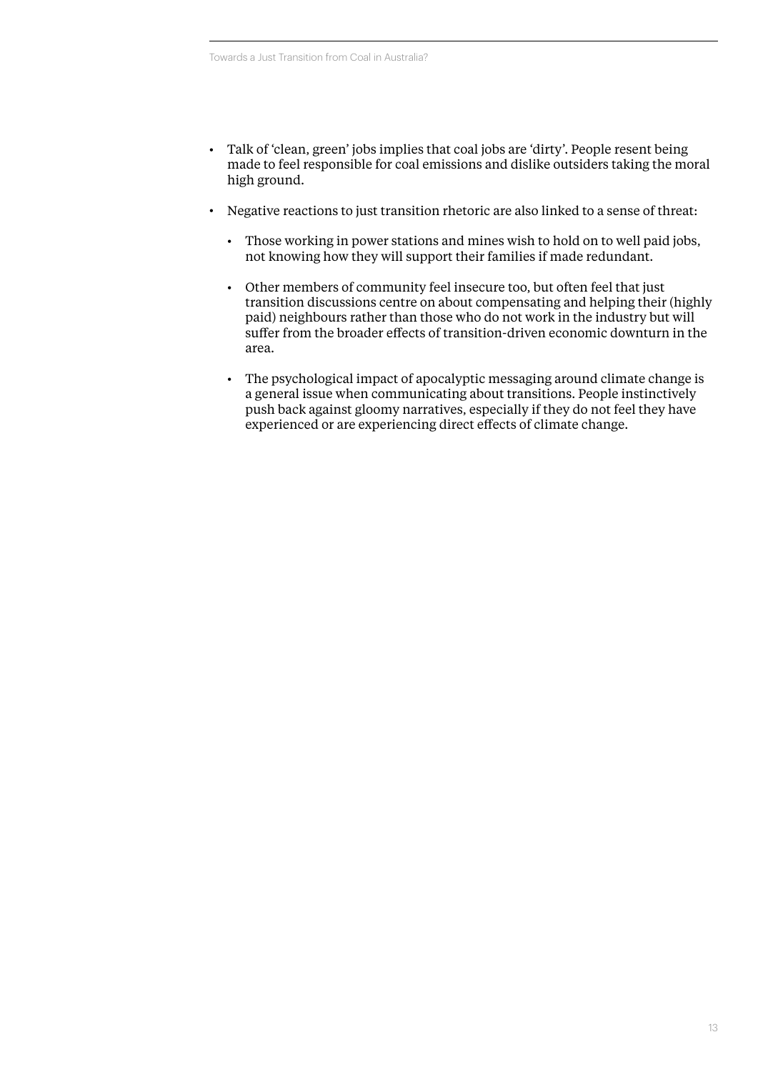- Talk of 'clean, green' jobs implies that coal jobs are 'dirty'. People resent being made to feel responsible for coal emissions and dislike outsiders taking the moral high ground.
- Negative reactions to just transition rhetoric are also linked to a sense of threat:
  - Those working in power stations and mines wish to hold on to well paid jobs, not knowing how they will support their families if made redundant.
  - Other members of community feel insecure too, but often feel that just transition discussions centre on about compensating and helping their (highly paid) neighbours rather than those who do not work in the industry but will suffer from the broader effects of transition-driven economic downturn in the area.
  - The psychological impact of apocalyptic messaging around climate change is a general issue when communicating about transitions. People instinctively push back against gloomy narratives, especially if they do not feel they have experienced or are experiencing direct effects of climate change.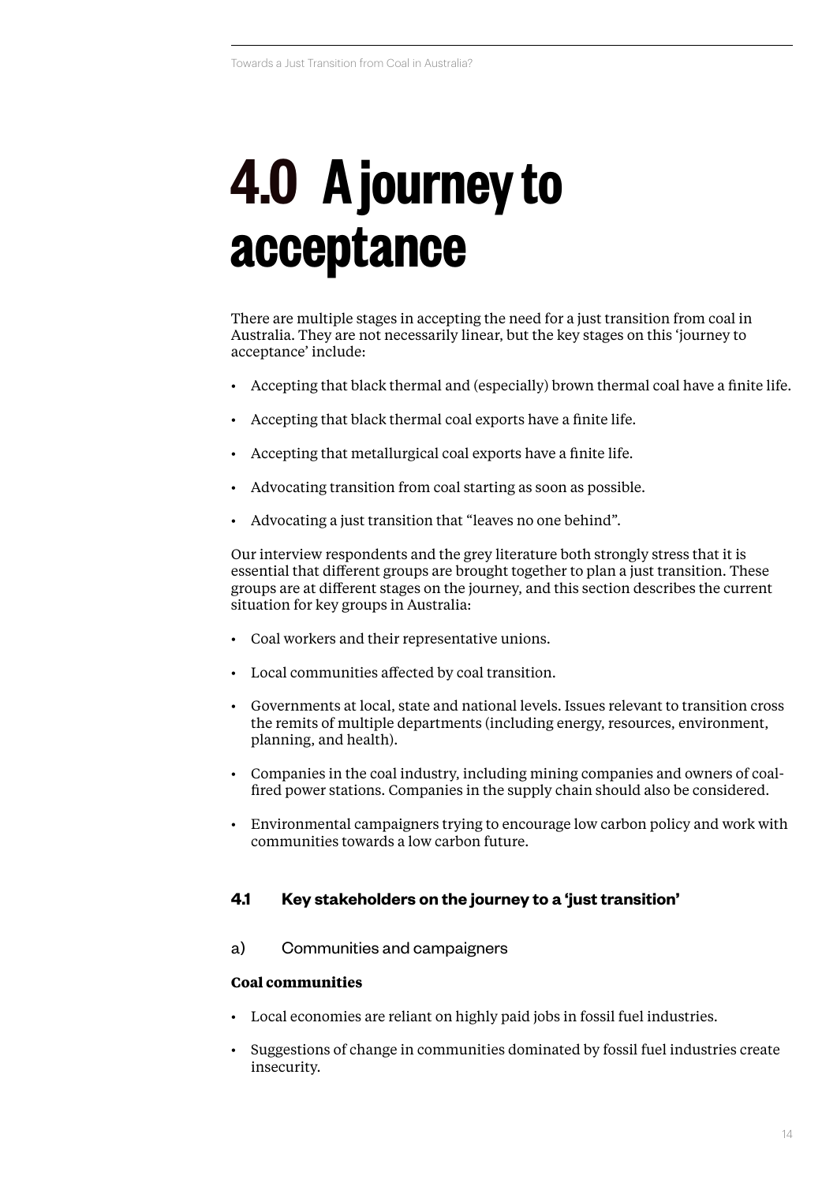# 4.0 A journey to acceptance

There are multiple stages in accepting the need for a just transition from coal in Australia. They are not necessarily linear, but the key stages on this 'journey to acceptance' include:

- Accepting that black thermal and (especially) brown thermal coal have a finite life.
- Accepting that black thermal coal exports have a finite life.
- Accepting that metallurgical coal exports have a finite life.
- Advocating transition from coal starting as soon as possible.
- Advocating a just transition that "leaves no one behind".

Our interview respondents and the grey literature both strongly stress that it is essential that different groups are brought together to plan a just transition. These groups are at different stages on the journey, and this section describes the current situation for key groups in Australia:

- Coal workers and their representative unions.
- Local communities affected by coal transition.
- Governments at local, state and national levels. Issues relevant to transition cross the remits of multiple departments (including energy, resources, environment, planning, and health).
- Companies in the coal industry, including mining companies and owners of coal-fired power stations. Companies in the supply chain should also be considered.
- Environmental campaigners trying to encourage low carbon policy and work with communities towards a low carbon future.

## 4.1 Key stakeholders on the journey to a 'just transition'

### a) Communities and campaigners

**Coal communities**

- Local economies are reliant on highly paid jobs in fossil fuel industries.
- Suggestions of change in communities dominated by fossil fuel industries create insecurity.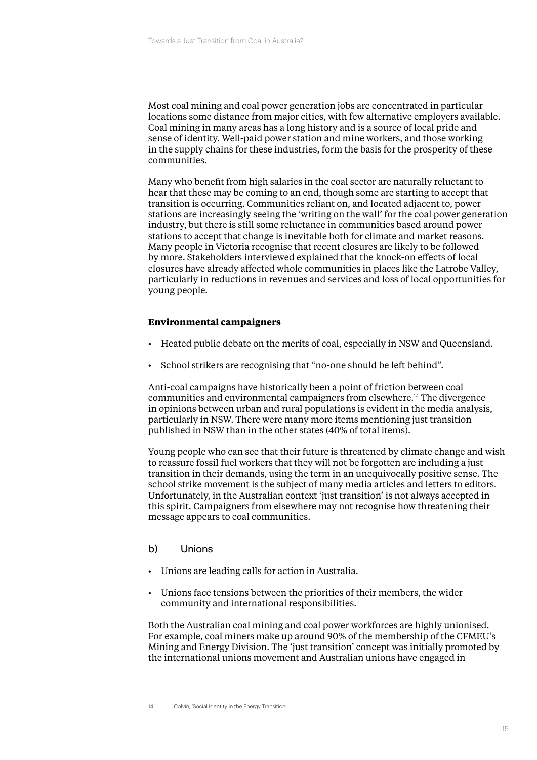Most coal mining and coal power generation jobs are concentrated in particular locations some distance from major cities, with few alternative employers available. Coal mining in many areas has a long history and is a source of local pride and sense of identity. Well-paid power station and mine workers, and those working in the supply chains for these industries, form the basis for the prosperity of these communities.

Many who benefit from high salaries in the coal sector are naturally reluctant to hear that these may be coming to an end, though some are starting to accept that transition is occurring. Communities reliant on, and located adjacent to, power stations are increasingly seeing the 'writing on the wall' for the coal power generation industry, but there is still some reluctance in communities based around power stations to accept that change is inevitable both for climate and market reasons. Many people in Victoria recognise that recent closures are likely to be followed by more. Stakeholders interviewed explained that the knock-on effects of local closures have already affected whole communities in places like the Latrobe Valley, particularly in reductions in revenues and services and loss of local opportunities for young people.

**Environmental campaigners**

- Heated public debate on the merits of coal, especially in NSW and Queensland.
- School strikers are recognising that "no-one should be left behind".

Anti-coal campaigns have historically been a point of friction between coal communities and environmental campaigners from elsewhere.[14] The divergence in opinions between urban and rural populations is evident in the media analysis, particularly in NSW. There were many more items mentioning just transition published in NSW than in the other states (40% of total items).

Young people who can see that their future is threatened by climate change and wish to reassure fossil fuel workers that they will not be forgotten are including a just transition in their demands, using the term in an unequivocally positive sense. The school strike movement is the subject of many media articles and letters to editors. Unfortunately, in the Australian context 'just transition' is not always accepted in this spirit. Campaigners from elsewhere may not recognise how threatening their message appears to coal communities.

### b) Unions

- Unions are leading calls for action in Australia.
- Unions face tensions between the priorities of their members, the wider community and international responsibilities.

Both the Australian coal mining and coal power workforces are highly unionised. For example, coal miners make up around 90% of the membership of the CFMEU's Mining and Energy Division. The 'just transition' concept was initially promoted by the international unions movement and Australian unions have engaged in

[14] Colvin, 'Social Identity in the Energy Transition'.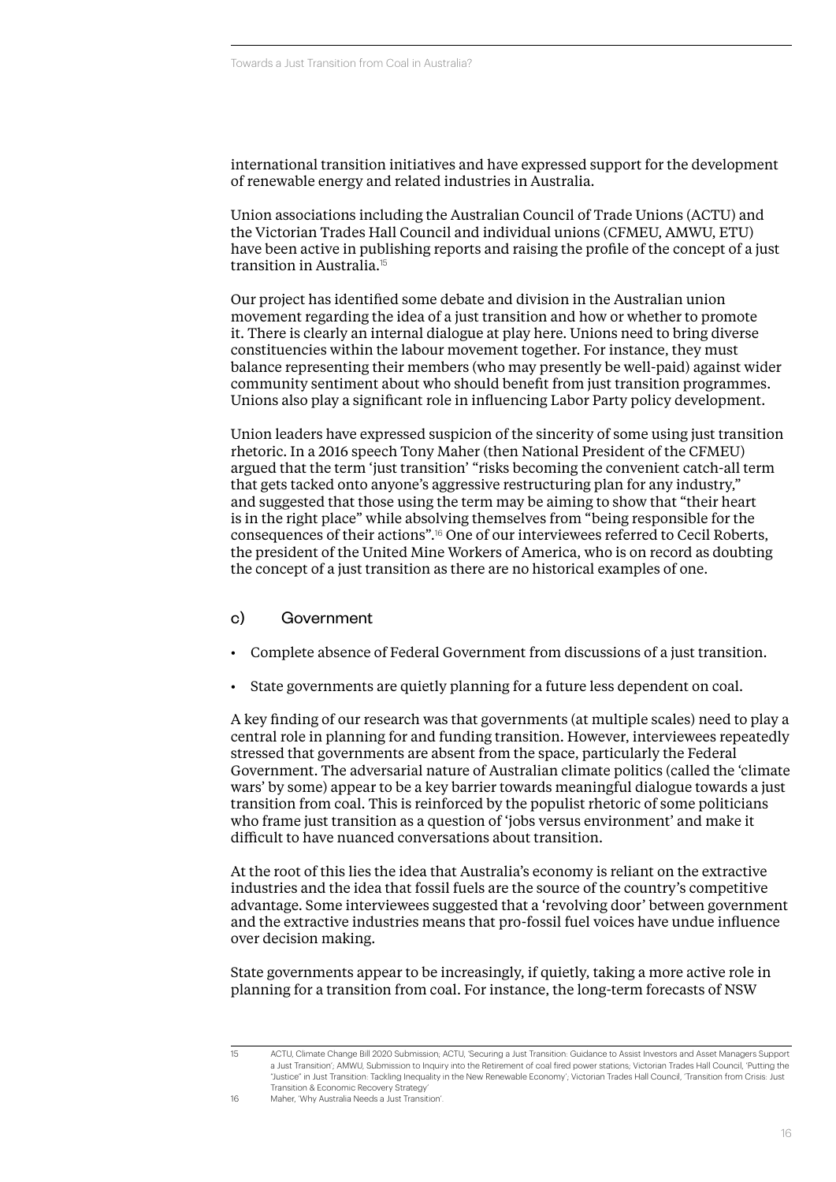international transition initiatives and have expressed support for the development of renewable energy and related industries in Australia.

Union associations including the Australian Council of Trade Unions (ACTU) and the Victorian Trades Hall Council and individual unions (CFMEU, AMWU, ETU) have been active in publishing reports and raising the profile of the concept of a just transition in Australia.[15]

Our project has identified some debate and division in the Australian union movement regarding the idea of a just transition and how or whether to promote it. There is clearly an internal dialogue at play here. Unions need to bring diverse constituencies within the labour movement together. For instance, they must balance representing their members (who may presently be well-paid) against wider community sentiment about who should benefit from just transition programmes. Unions also play a significant role in influencing Labor Party policy development.

Union leaders have expressed suspicion of the sincerity of some using just transition rhetoric. In a 2016 speech Tony Maher (then National President of the CFMEU) argued that the term 'just transition' "risks becoming the convenient catch-all term that gets tacked onto anyone's aggressive restructuring plan for any industry," and suggested that those using the term may be aiming to show that "their heart is in the right place" while absolving themselves from "being responsible for the consequences of their actions".[16] One of our interviewees referred to Cecil Roberts, the president of the United Mine Workers of America, who is on record as doubting the concept of a just transition as there are no historical examples of one.

### c) Government

- Complete absence of Federal Government from discussions of a just transition.
- State governments are quietly planning for a future less dependent on coal.

A key finding of our research was that governments (at multiple scales) need to play a central role in planning for and funding transition. However, interviewees repeatedly stressed that governments are absent from the space, particularly the Federal Government. The adversarial nature of Australian climate politics (called the 'climate wars' by some) appear to be a key barrier towards meaningful dialogue towards a just transition from coal. This is reinforced by the populist rhetoric of some politicians who frame just transition as a question of 'jobs versus environment' and make it difficult to have nuanced conversations about transition.

At the root of this lies the idea that Australia's economy is reliant on the extractive industries and the idea that fossil fuels are the source of the country's competitive advantage. Some interviewees suggested that a 'revolving door' between government and the extractive industries means that pro-fossil fuel voices have undue influence over decision making.

State governments appear to be increasingly, if quietly, taking a more active role in planning for a transition from coal. For instance, the long-term forecasts of NSW

---

15 ACTU, Climate Change Bill 2020 Submission; ACTU, 'Securing a Just Transition: Guidance to Assist Investors and Asset Managers Support a Just Transition'; AMWU, Submission to Inquiry into the Retirement of coal fired power stations; Victorian Trades Hall Council, 'Putting the "Justice" in Just Transition: Tackling Inequality in the New Renewable Economy'; Victorian Trades Hall Council, 'Transition from Crisis: Just Transition & Economic Recovery Strategy'

16 Maher, 'Why Australia Needs a Just Transition'.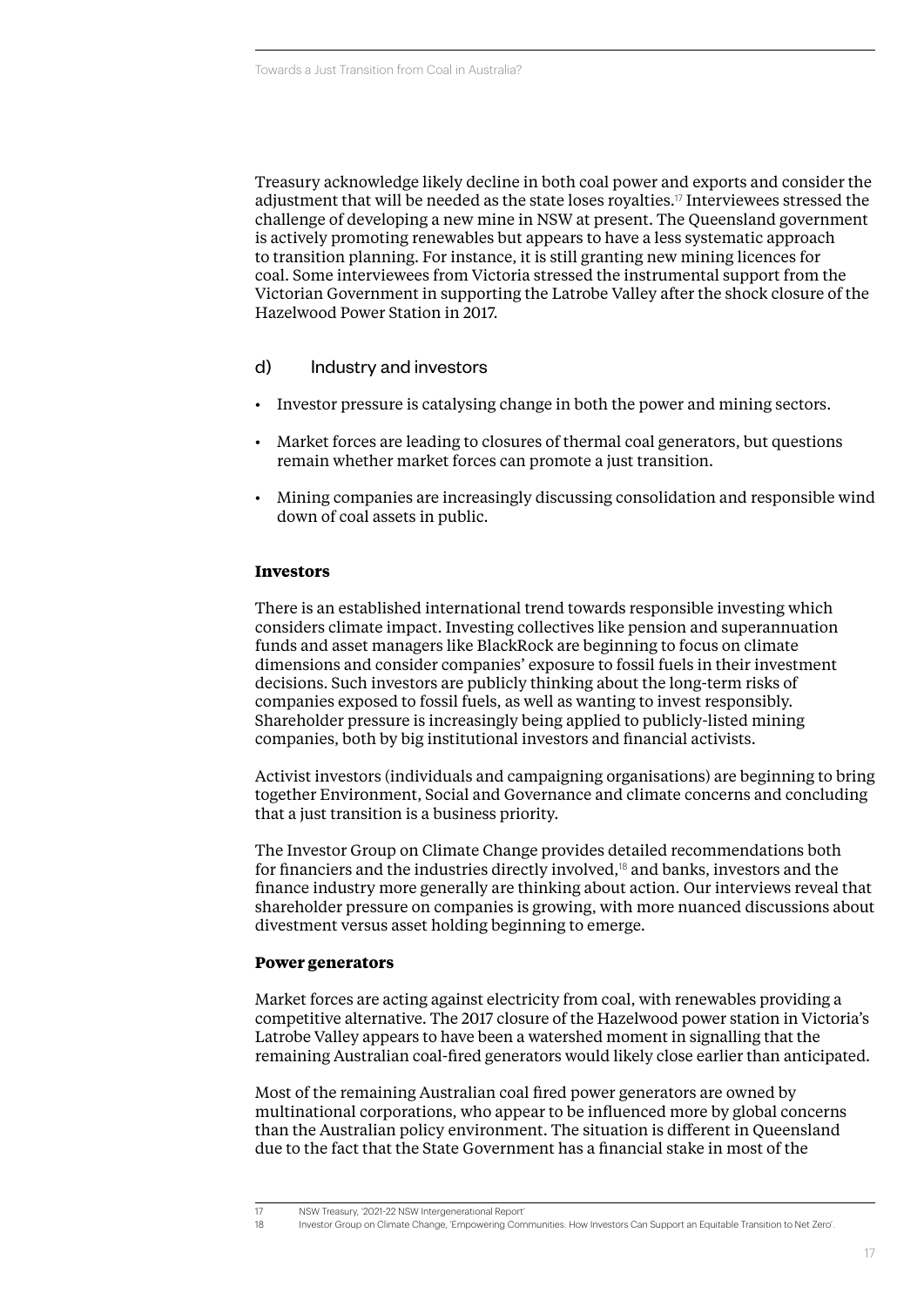Treasury acknowledge likely decline in both coal power and exports and consider the adjustment that will be needed as the state loses royalties.[17] Interviewees stressed the challenge of developing a new mine in NSW at present. The Queensland government is actively promoting renewables but appears to have a less systematic approach to transition planning. For instance, it is still granting new mining licences for coal. Some interviewees from Victoria stressed the instrumental support from the Victorian Government in supporting the Latrobe Valley after the shock closure of the Hazelwood Power Station in 2017.

### d) Industry and investors

- Investor pressure is catalysing change in both the power and mining sectors.
- Market forces are leading to closures of thermal coal generators, but questions remain whether market forces can promote a just transition.
- Mining companies are increasingly discussing consolidation and responsible wind down of coal assets in public.

#### Investors

There is an established international trend towards responsible investing which considers climate impact. Investing collectives like pension and superannuation funds and asset managers like BlackRock are beginning to focus on climate dimensions and consider companies' exposure to fossil fuels in their investment decisions. Such investors are publicly thinking about the long-term risks of companies exposed to fossil fuels, as well as wanting to invest responsibly. Shareholder pressure is increasingly being applied to publicly-listed mining companies, both by big institutional investors and financial activists.

Activist investors (individuals and campaigning organisations) are beginning to bring together Environment, Social and Governance and climate concerns and concluding that a just transition is a business priority.

The Investor Group on Climate Change provides detailed recommendations both for financiers and the industries directly involved,[18] and banks, investors and the finance industry more generally are thinking about action. Our interviews reveal that shareholder pressure on companies is growing, with more nuanced discussions about divestment versus asset holding beginning to emerge.

#### Power generators

Market forces are acting against electricity from coal, with renewables providing a competitive alternative. The 2017 closure of the Hazelwood power station in Victoria's Latrobe Valley appears to have been a watershed moment in signalling that the remaining Australian coal-fired generators would likely close earlier than anticipated.

Most of the remaining Australian coal fired power generators are owned by multinational corporations, who appear to be influenced more by global concerns than the Australian policy environment. The situation is different in Queensland due to the fact that the State Government has a financial stake in most of the

---

17 NSW Treasury, '2021-22 NSW Intergenerational Report'

18 Investor Group on Climate Change, 'Empowering Communities: How Investors Can Support an Equitable Transition to Net Zero'.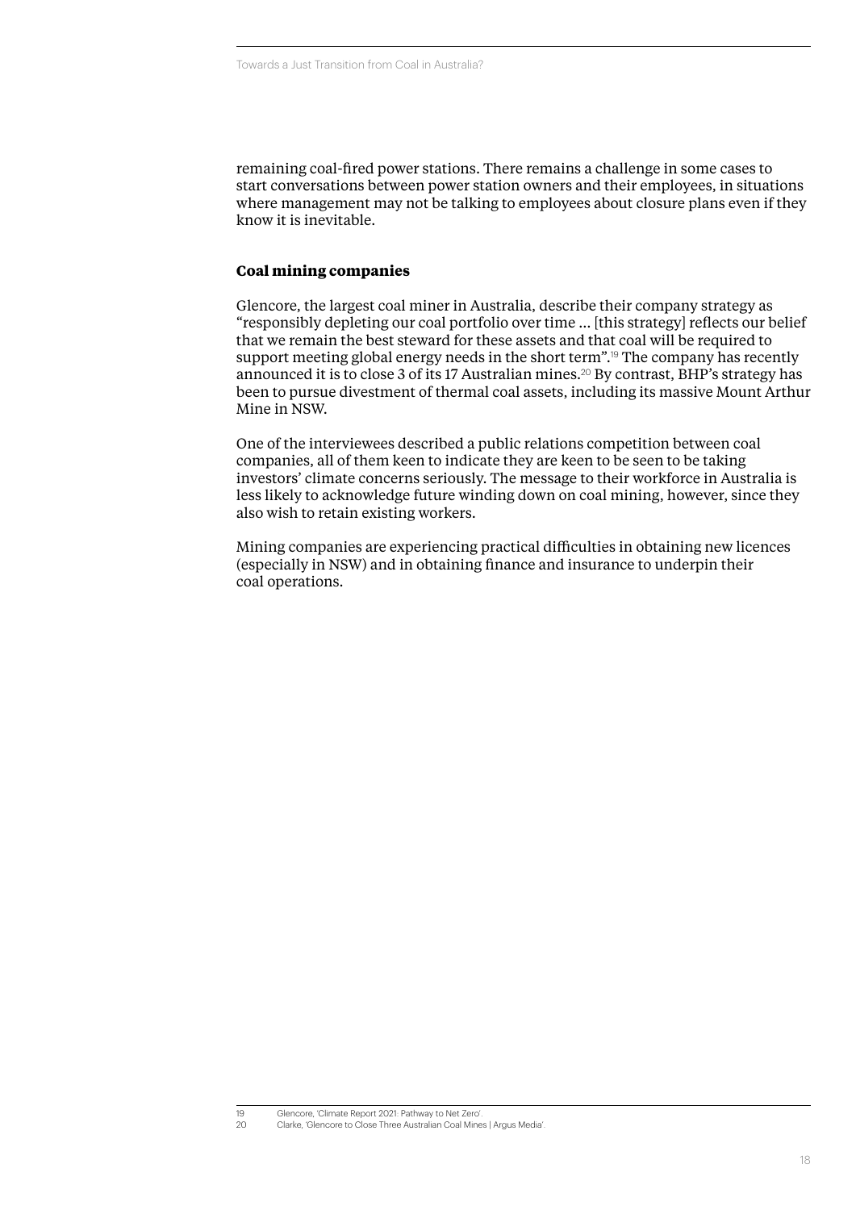remaining coal-fired power stations. There remains a challenge in some cases to start conversations between power station owners and their employees, in situations where management may not be talking to employees about closure plans even if they know it is inevitable.

### Coal mining companies

Glencore, the largest coal miner in Australia, describe their company strategy as "responsibly depleting our coal portfolio over time … [this strategy] reflects our belief that we remain the best steward for these assets and that coal will be required to support meeting global energy needs in the short term".[19] The company has recently announced it is to close 3 of its 17 Australian mines.[20] By contrast, BHP's strategy has been to pursue divestment of thermal coal assets, including its massive Mount Arthur Mine in NSW.

One of the interviewees described a public relations competition between coal companies, all of them keen to indicate they are keen to be seen to be taking investors' climate concerns seriously. The message to their workforce in Australia is less likely to acknowledge future winding down on coal mining, however, since they also wish to retain existing workers.

Mining companies are experiencing practical difficulties in obtaining new licences (especially in NSW) and in obtaining finance and insurance to underpin their coal operations.

---

19 Glencore, 'Climate Report 2021: Pathway to Net Zero'.

20 Clarke, 'Glencore to Close Three Australian Coal Mines | Argus Media'.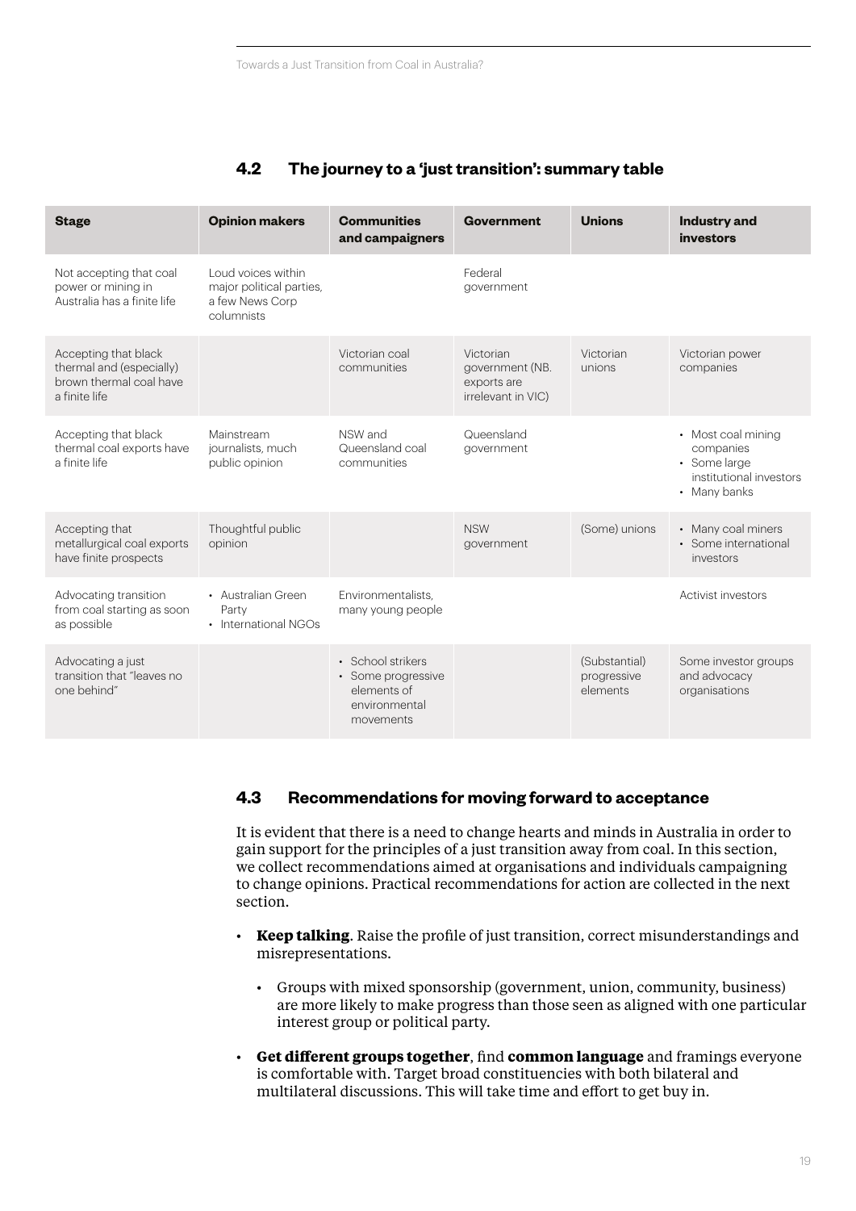## 4.2 The journey to a 'just transition': summary table

| Stage | Opinion makers | Communities and campaigners | Government | Unions | Industry and investors |
|---|---|---|---|---|---|
| Not accepting that coal power or mining in Australia has a finite life | Loud voices within major political parties, a few News Corp columnists | | Federal government | | |
| Accepting that black thermal and (especially) brown thermal coal have a finite life | | Victorian coal communities | Victorian government (NB. exports are irrelevant in VIC) | Victorian unions | Victorian power companies |
| Accepting that black thermal coal exports have a finite life | Mainstream journalists, much public opinion | NSW and Queensland coal communities | Queensland government | | • Most coal mining companies<br>• Some large institutional investors<br>• Many banks |
| Accepting that metallurgical coal exports have finite prospects | Thoughtful public opinion | | NSW government | (Some) unions | • Many coal miners<br>• Some international investors |
| Advocating transition from coal starting as soon as possible | • Australian Green Party<br>• International NGOs | Environmentalists, many young people | | | Activist investors |
| Advocating a just transition that "leaves no one behind" | | • School strikers<br>• Some progressive elements of environmental movements | | (Substantial) progressive elements | Some investor groups and advocacy organisations |

## 4.3 Recommendations for moving forward to acceptance

It is evident that there is a need to change hearts and minds in Australia in order to gain support for the principles of a just transition away from coal. In this section, we collect recommendations aimed at organisations and individuals campaigning to change opinions. Practical recommendations for action are collected in the next section.

- **Keep talking**. Raise the profile of just transition, correct misunderstandings and misrepresentations.
  - Groups with mixed sponsorship (government, union, community, business) are more likely to make progress than those seen as aligned with one particular interest group or political party.
- **Get different groups together**, find **common language** and framings everyone is comfortable with. Target broad constituencies with both bilateral and multilateral discussions. This will take time and effort to get buy in.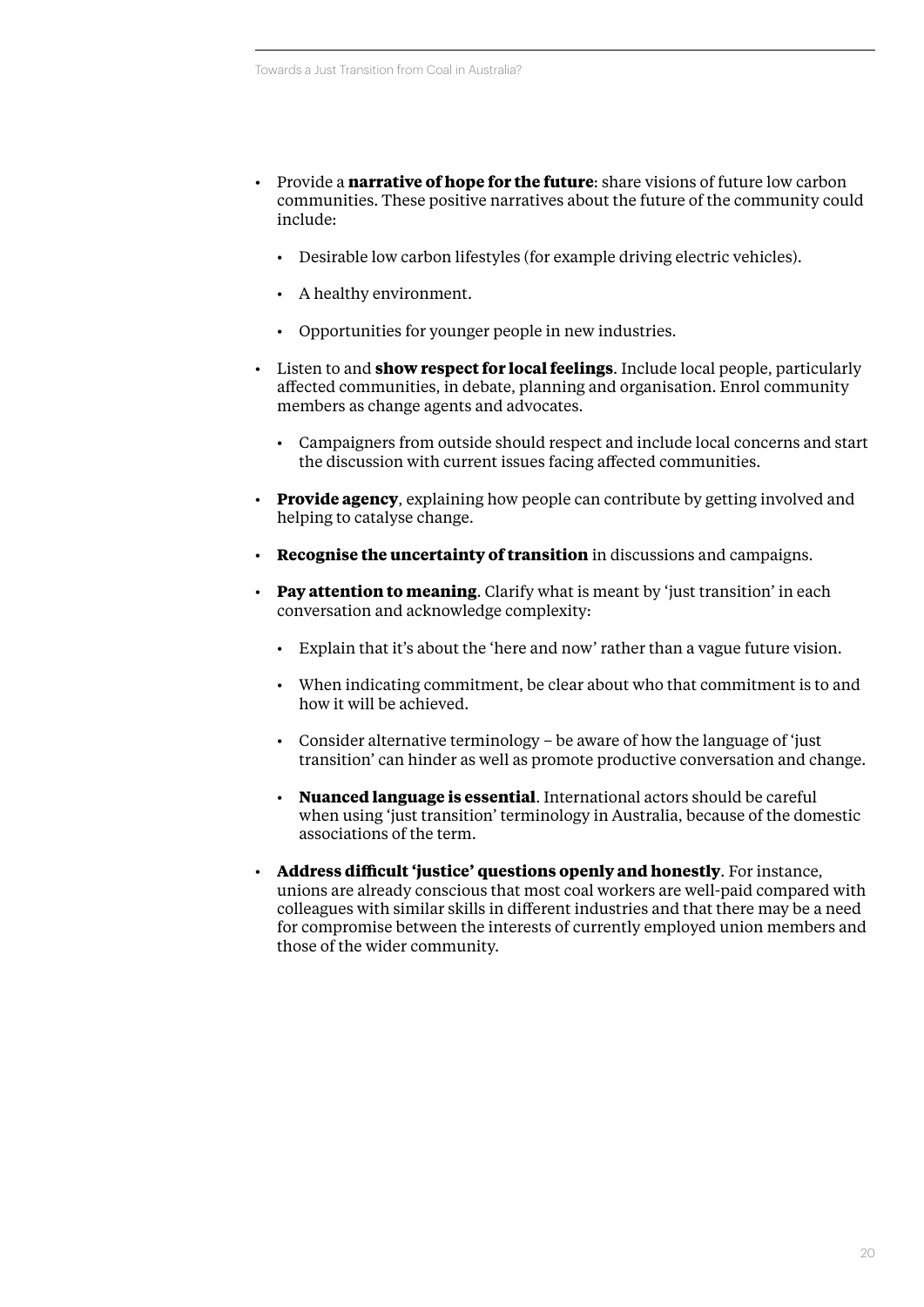- Provide a **narrative of hope for the future**: share visions of future low carbon communities. These positive narratives about the future of the community could include:
    - Desirable low carbon lifestyles (for example driving electric vehicles).
    - A healthy environment.
    - Opportunities for younger people in new industries.
- Listen to and **show respect for local feelings**. Include local people, particularly affected communities, in debate, planning and organisation. Enrol community members as change agents and advocates.
    - Campaigners from outside should respect and include local concerns and start the discussion with current issues facing affected communities.
- **Provide agency**, explaining how people can contribute by getting involved and helping to catalyse change.
- **Recognise the uncertainty of transition** in discussions and campaigns.
- **Pay attention to meaning**. Clarify what is meant by 'just transition' in each conversation and acknowledge complexity:
    - Explain that it's about the 'here and now' rather than a vague future vision.
    - When indicating commitment, be clear about who that commitment is to and how it will be achieved.
    - Consider alternative terminology – be aware of how the language of 'just transition' can hinder as well as promote productive conversation and change.
    - **Nuanced language is essential**. International actors should be careful when using 'just transition' terminology in Australia, because of the domestic associations of the term.
- **Address difficult 'justice' questions openly and honestly**. For instance, unions are already conscious that most coal workers are well-paid compared with colleagues with similar skills in different industries and that there may be a need for compromise between the interests of currently employed union members and those of the wider community.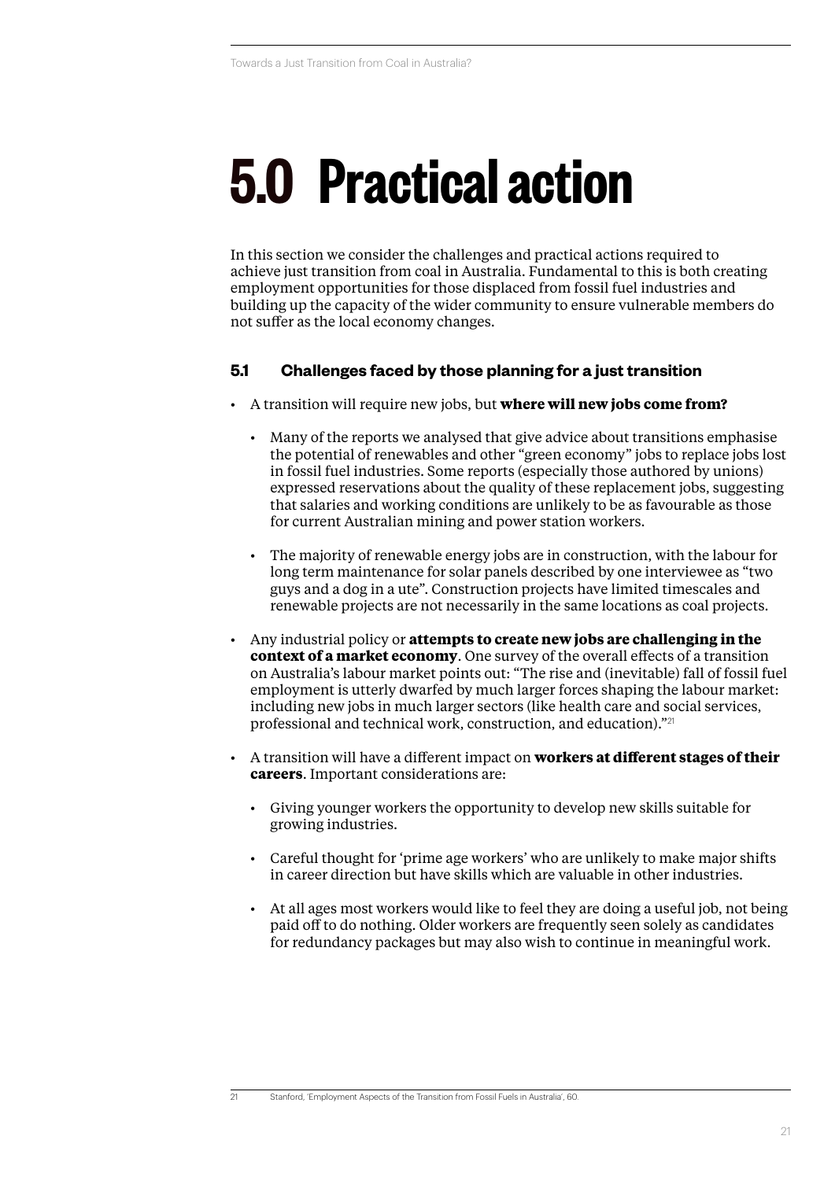# 5.0 Practical action

In this section we consider the challenges and practical actions required to achieve just transition from coal in Australia. Fundamental to this is both creating employment opportunities for those displaced from fossil fuel industries and building up the capacity of the wider community to ensure vulnerable members do not suffer as the local economy changes.

## 5.1 Challenges faced by those planning for a just transition

- A transition will require new jobs, but **where will new jobs come from?**
  - Many of the reports we analysed that give advice about transitions emphasise the potential of renewables and other "green economy" jobs to replace jobs lost in fossil fuel industries. Some reports (especially those authored by unions) expressed reservations about the quality of these replacement jobs, suggesting that salaries and working conditions are unlikely to be as favourable as those for current Australian mining and power station workers.
  - The majority of renewable energy jobs are in construction, with the labour for long term maintenance for solar panels described by one interviewee as "two guys and a dog in a ute". Construction projects have limited timescales and renewable projects are not necessarily in the same locations as coal projects.
- Any industrial policy or **attempts to create new jobs are challenging in the context of a market economy**. One survey of the overall effects of a transition on Australia's labour market points out: "The rise and (inevitable) fall of fossil fuel employment is utterly dwarfed by much larger forces shaping the labour market: including new jobs in much larger sectors (like health care and social services, professional and technical work, construction, and education)."[21]
- A transition will have a different impact on **workers at different stages of their careers**. Important considerations are:
  - Giving younger workers the opportunity to develop new skills suitable for growing industries.
  - Careful thought for 'prime age workers' who are unlikely to make major shifts in career direction but have skills which are valuable in other industries.
  - At all ages most workers would like to feel they are doing a useful job, not being paid off to do nothing. Older workers are frequently seen solely as candidates for redundancy packages but may also wish to continue in meaningful work.

[21] Stanford, 'Employment Aspects of the Transition from Fossil Fuels in Australia', 60.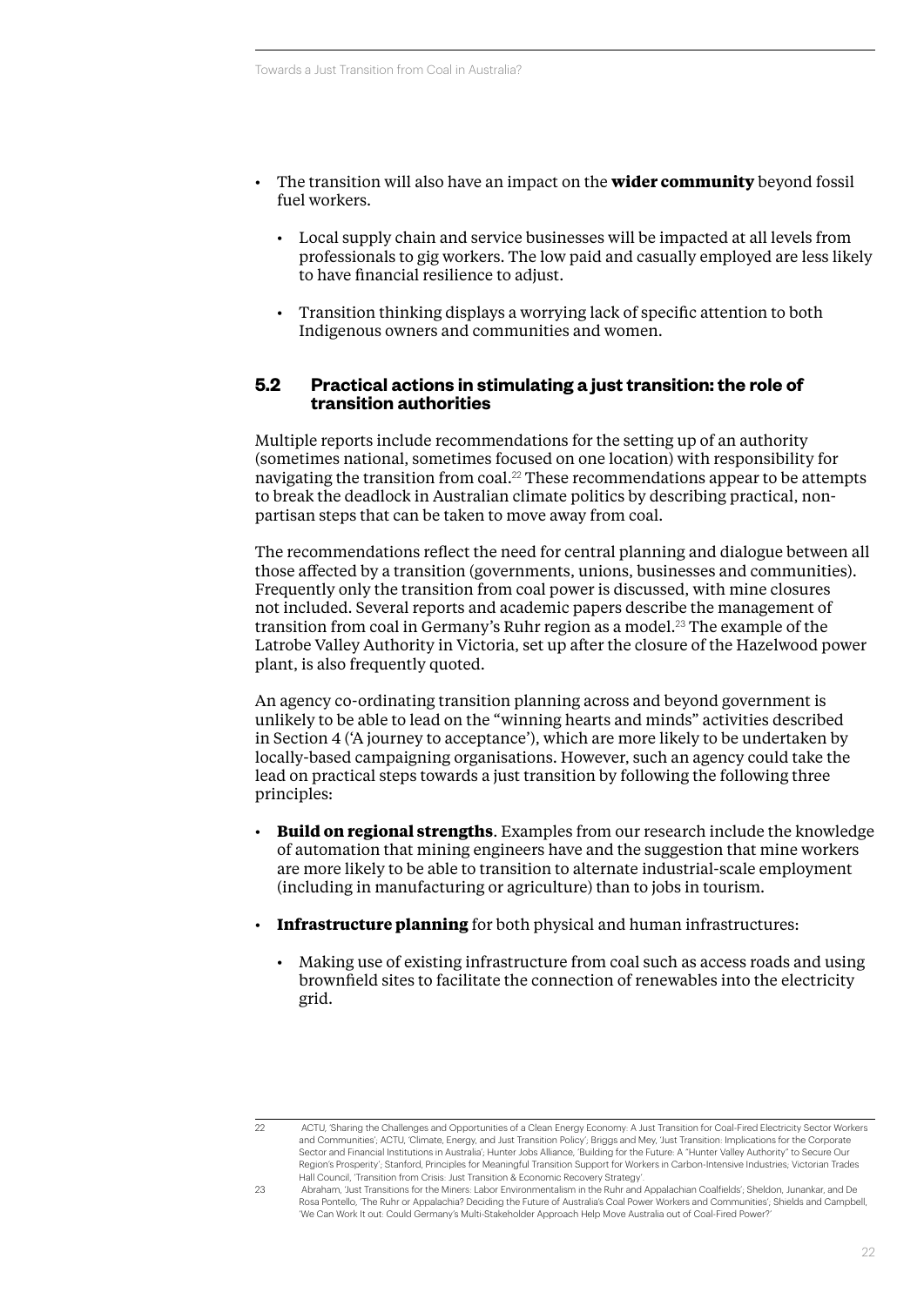- The transition will also have an impact on the **wider community** beyond fossil fuel workers.
    - Local supply chain and service businesses will be impacted at all levels from professionals to gig workers. The low paid and casually employed are less likely to have financial resilience to adjust.
    - Transition thinking displays a worrying lack of specific attention to both Indigenous owners and communities and women.

### 5.2 Practical actions in stimulating a just transition: the role of transition authorities

Multiple reports include recommendations for the setting up of an authority (sometimes national, sometimes focused on one location) with responsibility for navigating the transition from coal.[22] These recommendations appear to be attempts to break the deadlock in Australian climate politics by describing practical, non-partisan steps that can be taken to move away from coal.

The recommendations reflect the need for central planning and dialogue between all those affected by a transition (governments, unions, businesses and communities). Frequently only the transition from coal power is discussed, with mine closures not included. Several reports and academic papers describe the management of transition from coal in Germany's Ruhr region as a model.[23] The example of the Latrobe Valley Authority in Victoria, set up after the closure of the Hazelwood power plant, is also frequently quoted.

An agency co-ordinating transition planning across and beyond government is unlikely to be able to lead on the "winning hearts and minds" activities described in Section 4 ('A journey to acceptance'), which are more likely to be undertaken by locally-based campaigning organisations. However, such an agency could take the lead on practical steps towards a just transition by following the following three principles:

- **Build on regional strengths**. Examples from our research include the knowledge of automation that mining engineers have and the suggestion that mine workers are more likely to be able to transition to alternate industrial-scale employment (including in manufacturing or agriculture) than to jobs in tourism.
- **Infrastructure planning** for both physical and human infrastructures:
    - Making use of existing infrastructure from coal such as access roads and using brownfield sites to facilitate the connection of renewables into the electricity grid.

---

22 ACTU, 'Sharing the Challenges and Opportunities of a Clean Energy Economy: A Just Transition for Coal-Fired Electricity Sector Workers and Communities'; ACTU, 'Climate, Energy, and Just Transition Policy'; Briggs and Mey, 'Just Transition: Implications for the Corporate Sector and Financial Institutions in Australia'; Hunter Jobs Alliance, 'Building for the Future: A "Hunter Valley Authority" to Secure Our Region's Prosperity'; Stanford, Principles for Meaningful Transition Support for Workers in Carbon-Intensive Industries; Victorian Trades Hall Council, 'Transition from Crisis: Just Transition & Economic Recovery Strategy'.

23 Abraham, 'Just Transitions for the Miners: Labor Environmentalism in the Ruhr and Appalachian Coalfields'; Sheldon, Junankar, and De Rosa Pontello, 'The Ruhr or Appalachia? Deciding the Future of Australia's Coal Power Workers and Communities'; Shields and Campbell, 'We Can Work It out: Could Germany's Multi-Stakeholder Approach Help Move Australia out of Coal-Fired Power?'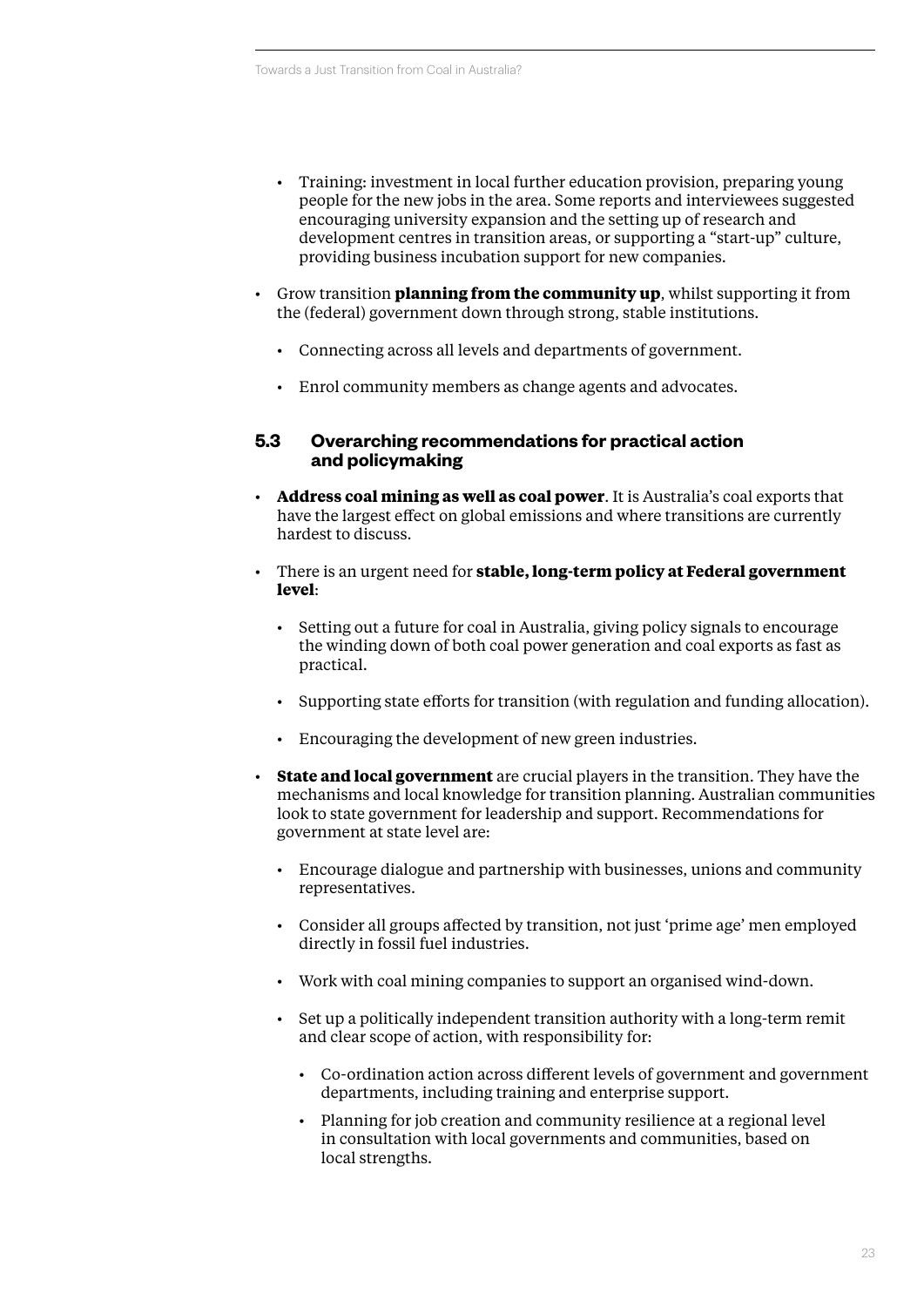- Training: investment in local further education provision, preparing young people for the new jobs in the area. Some reports and interviewees suggested encouraging university expansion and the setting up of research and development centres in transition areas, or supporting a "start-up" culture, providing business incubation support for new companies.

- Grow transition **planning from the community up**, whilst supporting it from the (federal) government down through strong, stable institutions.
  - Connecting across all levels and departments of government.
  - Enrol community members as change agents and advocates.

### 5.3 Overarching recommendations for practical action and policymaking

- **Address coal mining as well as coal power**. It is Australia's coal exports that have the largest effect on global emissions and where transitions are currently hardest to discuss.
- There is an urgent need for **stable, long-term policy at Federal government level**:
  - Setting out a future for coal in Australia, giving policy signals to encourage the winding down of both coal power generation and coal exports as fast as practical.
  - Supporting state efforts for transition (with regulation and funding allocation).
  - Encouraging the development of new green industries.
- **State and local government** are crucial players in the transition. They have the mechanisms and local knowledge for transition planning. Australian communities look to state government for leadership and support. Recommendations for government at state level are:
  - Encourage dialogue and partnership with businesses, unions and community representatives.
  - Consider all groups affected by transition, not just 'prime age' men employed directly in fossil fuel industries.
  - Work with coal mining companies to support an organised wind-down.
  - Set up a politically independent transition authority with a long-term remit and clear scope of action, with responsibility for:
    - Co-ordination action across different levels of government and government departments, including training and enterprise support.
    - Planning for job creation and community resilience at a regional level in consultation with local governments and communities, based on local strengths.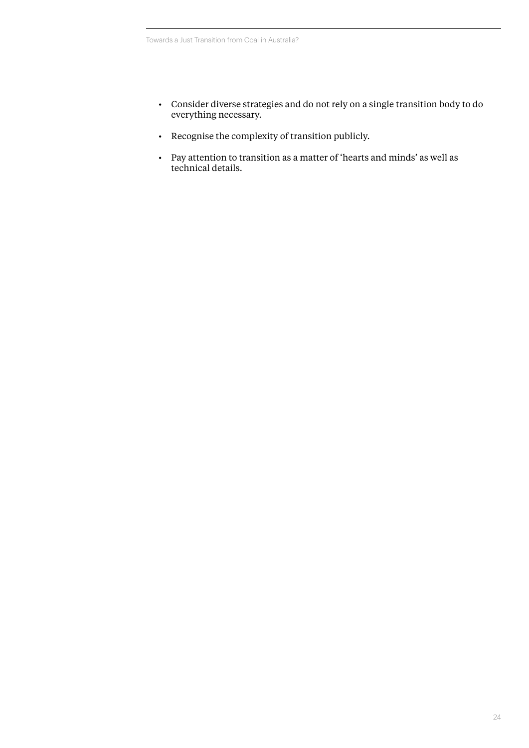- Consider diverse strategies and do not rely on a single transition body to do everything necessary.
- Recognise the complexity of transition publicly.
- Pay attention to transition as a matter of 'hearts and minds' as well as technical details.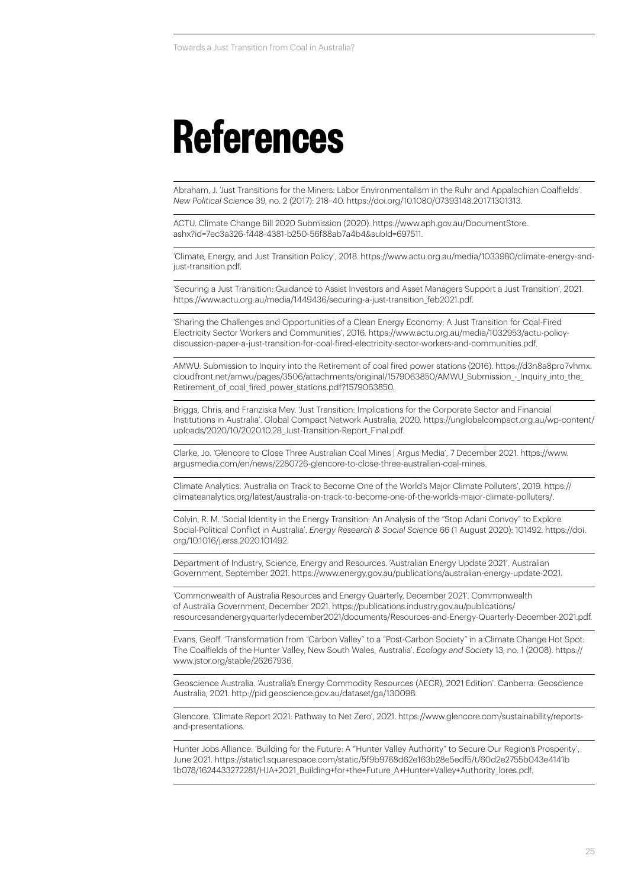# References

Abraham, J. 'Just Transitions for the Miners: Labor Environmentalism in the Ruhr and Appalachian Coalfields'. *New Political Science* 39, no. 2 (2017): 218–40. https://doi.org/10.1080/07393148.2017.1301313.

ACTU. Climate Change Bill 2020 Submission (2020). https://www.aph.gov.au/DocumentStore.ashx?id=7ec3a326-f448-4381-b250-56f88ab7a4b4&subId=697511.

'Climate, Energy, and Just Transition Policy', 2018. https://www.actu.org.au/media/1033980/climate-energy-and-just-transition.pdf.

'Securing a Just Transition: Guidance to Assist Investors and Asset Managers Support a Just Transition', 2021. https://www.actu.org.au/media/1449436/securing-a-just-transition_feb2021.pdf.

'Sharing the Challenges and Opportunities of a Clean Energy Economy: A Just Transition for Coal-Fired Electricity Sector Workers and Communities', 2016. https://www.actu.org.au/media/1032953/actu-policy-discussion-paper-a-just-transition-for-coal-fired-electricity-sector-workers-and-communities.pdf.

AMWU. Submission to Inquiry into the Retirement of coal fired power stations (2016). https://d3n8a8pro7vhmx.cloudfront.net/amwu/pages/3506/attachments/original/1579063850/AMWU_Submission_-_Inquiry_into_the_Retirement_of_coal_fired_power_stations.pdf?1579063850.

Briggs, Chris, and Franziska Mey. 'Just Transition: Implications for the Corporate Sector and Financial Institutions in Australia'. Global Compact Network Australia, 2020. https://unglobalcompact.org.au/wp-content/uploads/2020/10/2020.10.28_Just-Transition-Report_Final.pdf.

Clarke, Jo. 'Glencore to Close Three Australian Coal Mines | Argus Media', 7 December 2021. https://www.argusmedia.com/en/news/2280726-glencore-to-close-three-australian-coal-mines.

Climate Analytics. 'Australia on Track to Become One of the World's Major Climate Polluters', 2019. https://climateanalytics.org/latest/australia-on-track-to-become-one-of-the-worlds-major-climate-polluters/.

Colvin, R. M. 'Social Identity in the Energy Transition: An Analysis of the "Stop Adani Convoy" to Explore Social-Political Conflict in Australia'. *Energy Research & Social Science* 66 (1 August 2020): 101492. https://doi.org/10.1016/j.erss.2020.101492.

Department of Industry, Science, Energy and Resources. 'Australian Energy Update 2021'. Australian Government, September 2021. https://www.energy.gov.au/publications/australian-energy-update-2021.

'Commonwealth of Australia Resources and Energy Quarterly, December 2021'. Commonwealth of Australia Government, December 2021. https://publications.industry.gov.au/publications/resourcesandenergyquarterlydecember2021/documents/Resources-and-Energy-Quarterly-December-2021.pdf.

Evans, Geoff. 'Transformation from "Carbon Valley" to a "Post-Carbon Society" in a Climate Change Hot Spot: The Coalfields of the Hunter Valley, New South Wales, Australia'. *Ecology and Society* 13, no. 1 (2008). https://www.jstor.org/stable/26267936.

Geoscience Australia. 'Australia's Energy Commodity Resources (AECR), 2021 Edition'. Canberra: Geoscience Australia, 2021. http://pid.geoscience.gov.au/dataset/ga/130098.

Glencore. 'Climate Report 2021: Pathway to Net Zero', 2021. https://www.glencore.com/sustainability/reports-and-presentations.

Hunter Jobs Alliance. 'Building for the Future: A "Hunter Valley Authority" to Secure Our Region's Prosperity', June 2021. https://static1.squarespace.com/static/5f9b9768d62e163b28e5edf5/t/60d2e2755b043e4141b1b078/1624433272281/HJA+2021_Building+for+the+Future_A+Hunter+Valley+Authority_lores.pdf.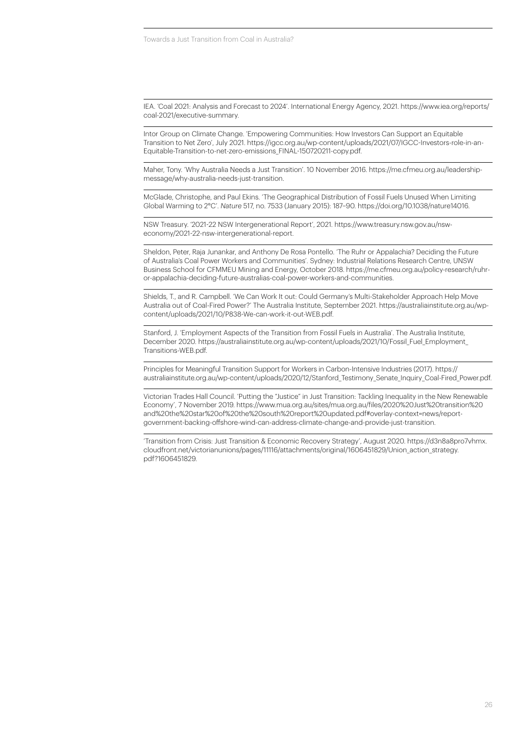IEA. 'Coal 2021: Analysis and Forecast to 2024'. International Energy Agency, 2021. https://www.iea.org/reports/coal-2021/executive-summary.

Intor Group on Climate Change. 'Empowering Communities: How Investors Can Support an Equitable Transition to Net Zero', July 2021. https://igcc.org.au/wp-content/uploads/2021/07/IGCC-Investors-role-in-an-Equitable-Transition-to-net-zero-emissions_FINAL-150720211-copy.pdf.

Maher, Tony. 'Why Australia Needs a Just Transition'. 10 November 2016. https://me.cfmeu.org.au/leadership-message/why-australia-needs-just-transition.

McGlade, Christophe, and Paul Ekins. 'The Geographical Distribution of Fossil Fuels Unused When Limiting Global Warming to 2°C'. *Nature* 517, no. 7533 (January 2015): 187–90. https://doi.org/10.1038/nature14016.

NSW Treasury. '2021-22 NSW Intergenerational Report', 2021. https://www.treasury.nsw.gov.au/nsw-economy/2021-22-nsw-intergenerational-report.

Sheldon, Peter, Raja Junankar, and Anthony De Rosa Pontello. 'The Ruhr or Appalachia? Deciding the Future of Australia's Coal Power Workers and Communities'. Sydney: Industrial Relations Research Centre, UNSW Business School for CFMMEU Mining and Energy, October 2018. https://me.cfmeu.org.au/policy-research/ruhr-or-appalachia-deciding-future-australias-coal-power-workers-and-communities.

Shields, T., and R. Campbell. 'We Can Work It out: Could Germany's Multi-Stakeholder Approach Help Move Australia out of Coal-Fired Power?' The Australia Institute, September 2021. https://australiainstitute.org.au/wp-content/uploads/2021/10/P838-We-can-work-it-out-WEB.pdf.

Stanford, J. 'Employment Aspects of the Transition from Fossil Fuels in Australia'. The Australia Institute, December 2020. https://australiainstitute.org.au/wp-content/uploads/2021/10/Fossil_Fuel_Employment_Transitions-WEB.pdf.

Principles for Meaningful Transition Support for Workers in Carbon-Intensive Industries (2017). https://australiainstitute.org.au/wp-content/uploads/2020/12/Stanford_Testimony_Senate_Inquiry_Coal-Fired_Power.pdf.

Victorian Trades Hall Council. 'Putting the "Justice" in Just Transition: Tackling Inequality in the New Renewable Economy', 7 November 2019. https://www.mua.org.au/sites/mua.org.au/files/2020%20Just%20transition%20and%20the%20star%20of%20the%20south%20report%20updated.pdf#overlay-context=news/report-government-backing-offshore-wind-can-address-climate-change-and-provide-just-transition.

'Transition from Crisis: Just Transition & Economic Recovery Strategy', August 2020. https://d3n8a8pro7vhmx.cloudfront.net/victorianunions/pages/11116/attachments/original/1606451829/Union_action_strategy.pdf?1606451829.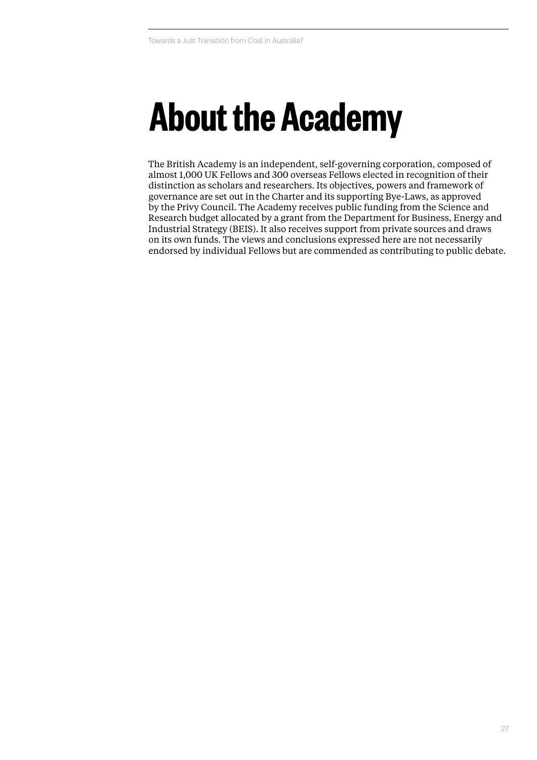# About the Academy

The British Academy is an independent, self-governing corporation, composed of almost 1,000 UK Fellows and 300 overseas Fellows elected in recognition of their distinction as scholars and researchers. Its objectives, powers and framework of governance are set out in the Charter and its supporting Bye-Laws, as approved by the Privy Council. The Academy receives public funding from the Science and Research budget allocated by a grant from the Department for Business, Energy and Industrial Strategy (BEIS). It also receives support from private sources and draws on its own funds. The views and conclusions expressed here are not necessarily endorsed by individual Fellows but are commended as contributing to public debate.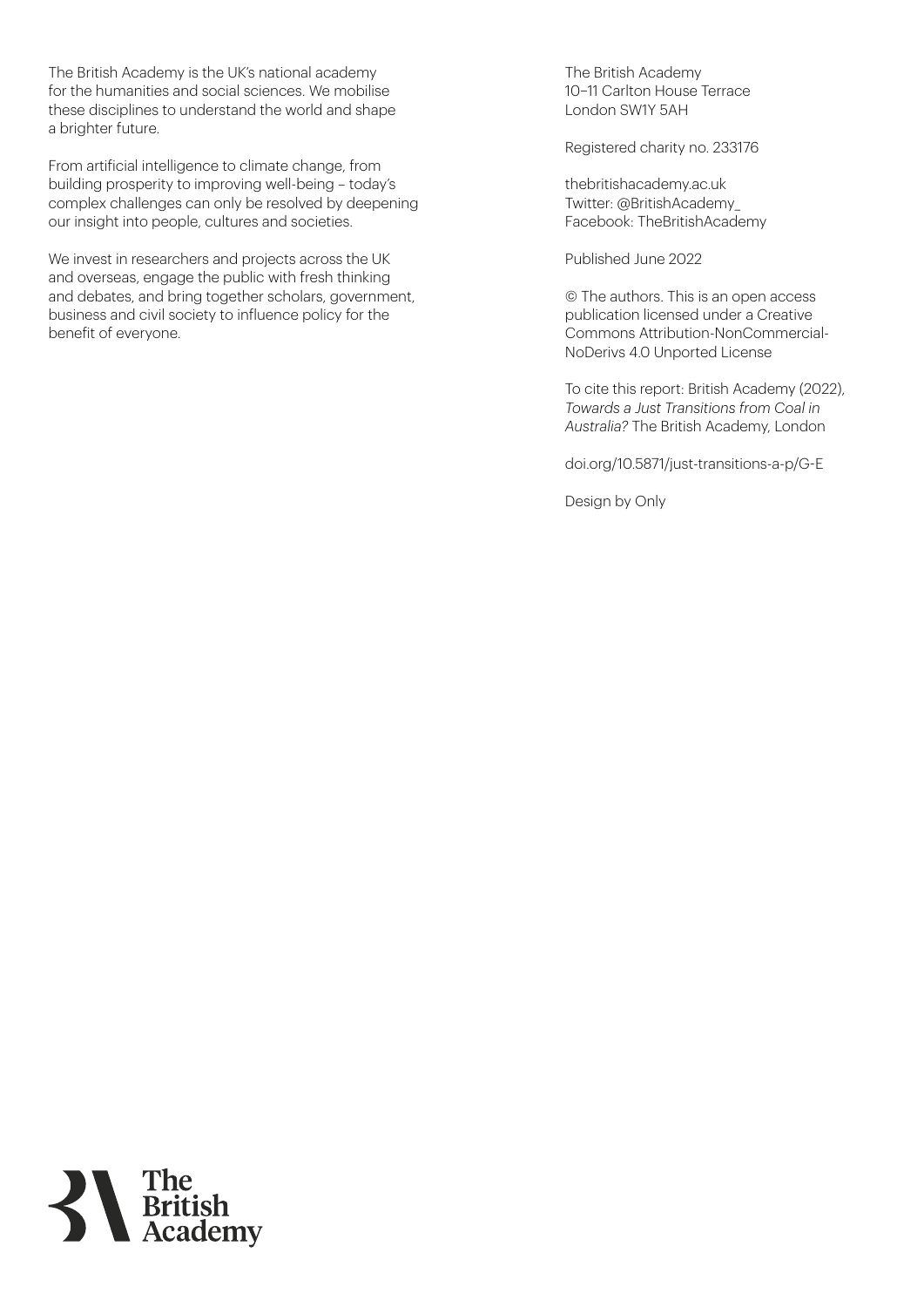The British Academy is the UK's national academy for the humanities and social sciences. We mobilise these disciplines to understand the world and shape a brighter future.

From artificial intelligence to climate change, from building prosperity to improving well-being – today's complex challenges can only be resolved by deepening our insight into people, cultures and societies.

We invest in researchers and projects across the UK and overseas, engage the public with fresh thinking and debates, and bring together scholars, government, business and civil society to influence policy for the benefit of everyone.

The British Academy
10–11 Carlton House Terrace
London SW1Y 5AH

Registered charity no. 233176

thebritishacademy.ac.uk
Twitter: @BritishAcademy_
Facebook: TheBritishAcademy

Published June 2022

© The authors. This is an open access publication licensed under a Creative Commons Attribution-NonCommercial-NoDerivs 4.0 Unported License

To cite this report: British Academy (2022), *Towards a Just Transitions from Coal in Australia?* The British Academy, London

doi.org/10.5871/just-transitions-a-p/G-E

Design by Only

The British Academy